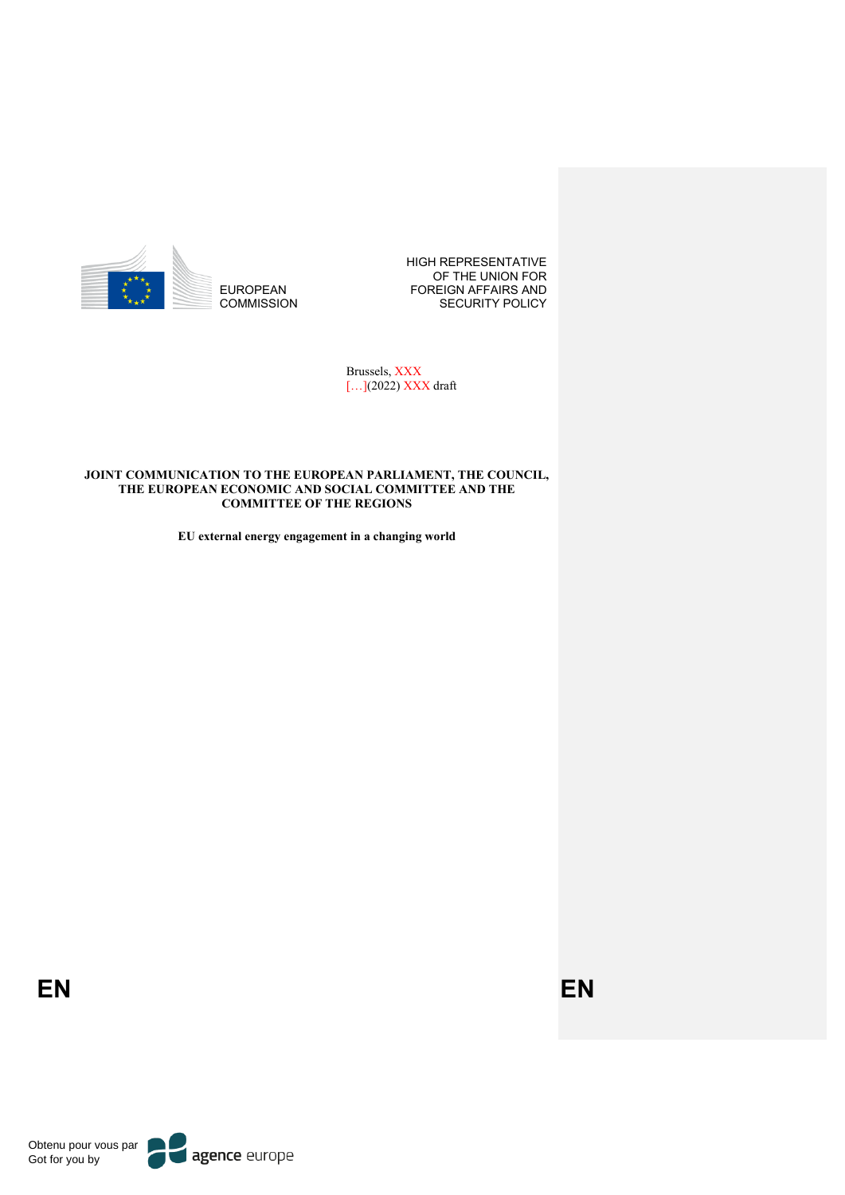EUROPEAN COMMISSION

HIGH REPRESENTATIVE OF THE UNION FOR FOREIGN AFFAIRS AND SECURITY POLICY

Brussels, XXX
[…](2022) XXX draft

**JOINT COMMUNICATION TO THE EUROPEAN PARLIAMENT, THE COUNCIL, THE EUROPEAN ECONOMIC AND SOCIAL COMMITTEE AND THE COMMITTEE OF THE REGIONS**

**EU external energy engagement in a changing world**

EN EN

Obtenu pour vous par
Got for you by agence europe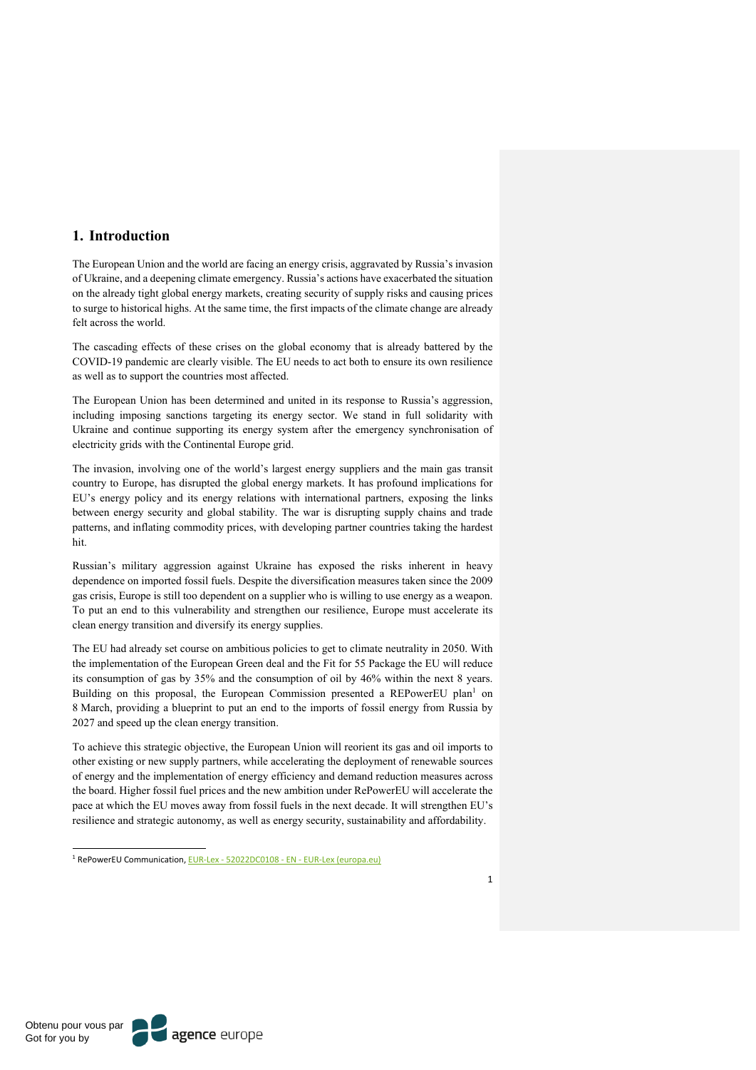## 1. Introduction

The European Union and the world are facing an energy crisis, aggravated by Russia's invasion of Ukraine, and a deepening climate emergency. Russia's actions have exacerbated the situation on the already tight global energy markets, creating security of supply risks and causing prices to surge to historical highs. At the same time, the first impacts of the climate change are already felt across the world.

The cascading effects of these crises on the global economy that is already battered by the COVID-19 pandemic are clearly visible. The EU needs to act both to ensure its own resilience as well as to support the countries most affected.

The European Union has been determined and united in its response to Russia's aggression, including imposing sanctions targeting its energy sector. We stand in full solidarity with Ukraine and continue supporting its energy system after the emergency synchronisation of electricity grids with the Continental Europe grid.

The invasion, involving one of the world's largest energy suppliers and the main gas transit country to Europe, has disrupted the global energy markets. It has profound implications for EU's energy policy and its energy relations with international partners, exposing the links between energy security and global stability. The war is disrupting supply chains and trade patterns, and inflating commodity prices, with developing partner countries taking the hardest hit.

Russian's military aggression against Ukraine has exposed the risks inherent in heavy dependence on imported fossil fuels. Despite the diversification measures taken since the 2009 gas crisis, Europe is still too dependent on a supplier who is willing to use energy as a weapon. To put an end to this vulnerability and strengthen our resilience, Europe must accelerate its clean energy transition and diversify its energy supplies.

The EU had already set course on ambitious policies to get to climate neutrality in 2050. With the implementation of the European Green deal and the Fit for 55 Package the EU will reduce its consumption of gas by 35% and the consumption of oil by 46% within the next 8 years. Building on this proposal, the European Commission presented a REPowerEU plan[1] on 8 March, providing a blueprint to put an end to the imports of fossil energy from Russia by 2027 and speed up the clean energy transition.

To achieve this strategic objective, the European Union will reorient its gas and oil imports to other existing or new supply partners, while accelerating the deployment of renewable sources of energy and the implementation of energy efficiency and demand reduction measures across the board. Higher fossil fuel prices and the new ambition under RePowerEU will accelerate the pace at which the EU moves away from fossil fuels in the next decade. It will strengthen EU's resilience and strategic autonomy, as well as energy security, sustainability and affordability.

[1] RePowerEU Communication, EUR-Lex - 52022DC0108 - EN - EUR-Lex (europa.eu)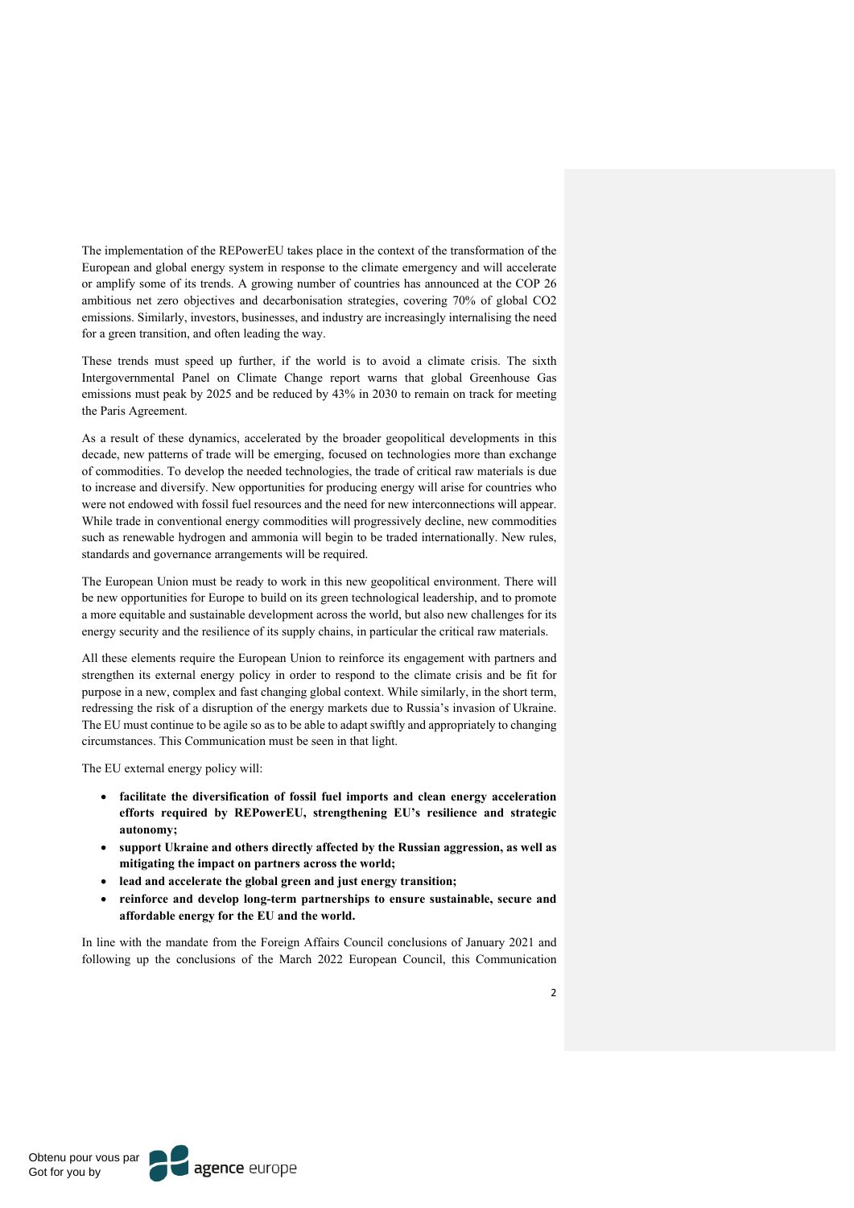The implementation of the REPowerEU takes place in the context of the transformation of the European and global energy system in response to the climate emergency and will accelerate or amplify some of its trends. A growing number of countries has announced at the COP 26 ambitious net zero objectives and decarbonisation strategies, covering 70% of global CO2 emissions. Similarly, investors, businesses, and industry are increasingly internalising the need for a green transition, and often leading the way.

These trends must speed up further, if the world is to avoid a climate crisis. The sixth Intergovernmental Panel on Climate Change report warns that global Greenhouse Gas emissions must peak by 2025 and be reduced by 43% in 2030 to remain on track for meeting the Paris Agreement.

As a result of these dynamics, accelerated by the broader geopolitical developments in this decade, new patterns of trade will be emerging, focused on technologies more than exchange of commodities. To develop the needed technologies, the trade of critical raw materials is due to increase and diversify. New opportunities for producing energy will arise for countries who were not endowed with fossil fuel resources and the need for new interconnections will appear. While trade in conventional energy commodities will progressively decline, new commodities such as renewable hydrogen and ammonia will begin to be traded internationally. New rules, standards and governance arrangements will be required.

The European Union must be ready to work in this new geopolitical environment. There will be new opportunities for Europe to build on its green technological leadership, and to promote a more equitable and sustainable development across the world, but also new challenges for its energy security and the resilience of its supply chains, in particular the critical raw materials.

All these elements require the European Union to reinforce its engagement with partners and strengthen its external energy policy in order to respond to the climate crisis and be fit for purpose in a new, complex and fast changing global context. While similarly, in the short term, redressing the risk of a disruption of the energy markets due to Russia's invasion of Ukraine. The EU must continue to be agile so as to be able to adapt swiftly and appropriately to changing circumstances. This Communication must be seen in that light.

The EU external energy policy will:

- **facilitate the diversification of fossil fuel imports and clean energy acceleration efforts required by REPowerEU, strengthening EU's resilience and strategic autonomy;**
- **support Ukraine and others directly affected by the Russian aggression, as well as mitigating the impact on partners across the world;**
- **lead and accelerate the global green and just energy transition;**
- **reinforce and develop long-term partnerships to ensure sustainable, secure and affordable energy for the EU and the world.**

In line with the mandate from the Foreign Affairs Council conclusions of January 2021 and following up the conclusions of the March 2022 European Council, this Communication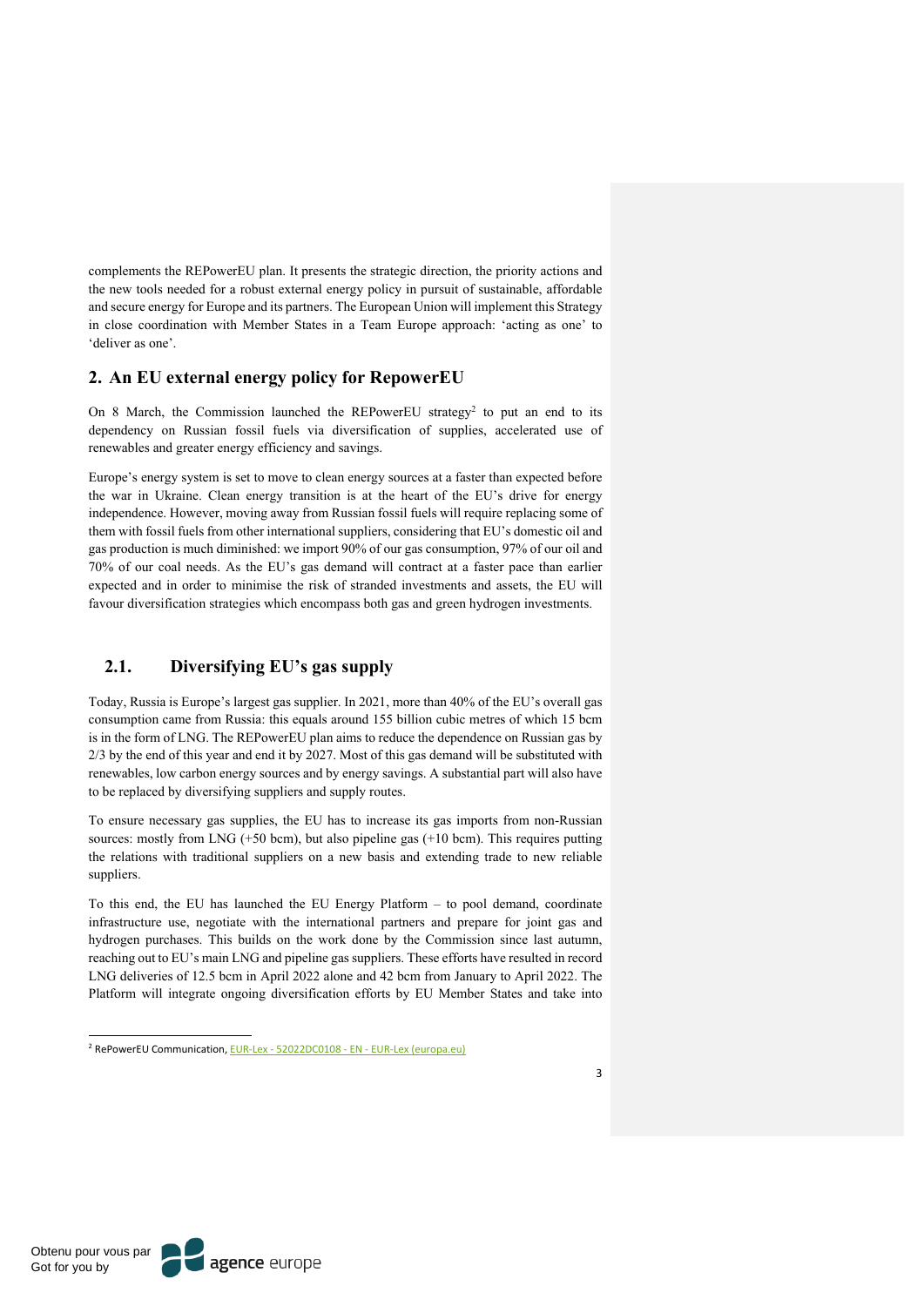complements the REPowerEU plan. It presents the strategic direction, the priority actions and the new tools needed for a robust external energy policy in pursuit of sustainable, affordable and secure energy for Europe and its partners. The European Union will implement this Strategy in close coordination with Member States in a Team Europe approach: 'acting as one' to 'deliver as one'.

## 2. An EU external energy policy for RepowerEU

On 8 March, the Commission launched the REPowerEU strategy[2] to put an end to its dependency on Russian fossil fuels via diversification of supplies, accelerated use of renewables and greater energy efficiency and savings.

Europe's energy system is set to move to clean energy sources at a faster than expected before the war in Ukraine. Clean energy transition is at the heart of the EU's drive for energy independence. However, moving away from Russian fossil fuels will require replacing some of them with fossil fuels from other international suppliers, considering that EU's domestic oil and gas production is much diminished: we import 90% of our gas consumption, 97% of our oil and 70% of our coal needs. As the EU's gas demand will contract at a faster pace than earlier expected and in order to minimise the risk of stranded investments and assets, the EU will favour diversification strategies which encompass both gas and green hydrogen investments.

### 2.1. Diversifying EU's gas supply

Today, Russia is Europe's largest gas supplier. In 2021, more than 40% of the EU's overall gas consumption came from Russia: this equals around 155 billion cubic metres of which 15 bcm is in the form of LNG. The REPowerEU plan aims to reduce the dependence on Russian gas by 2/3 by the end of this year and end it by 2027. Most of this gas demand will be substituted with renewables, low carbon energy sources and by energy savings. A substantial part will also have to be replaced by diversifying suppliers and supply routes.

To ensure necessary gas supplies, the EU has to increase its gas imports from non-Russian sources: mostly from LNG (+50 bcm), but also pipeline gas (+10 bcm). This requires putting the relations with traditional suppliers on a new basis and extending trade to new reliable suppliers.

To this end, the EU has launched the EU Energy Platform – to pool demand, coordinate infrastructure use, negotiate with the international partners and prepare for joint gas and hydrogen purchases. This builds on the work done by the Commission since last autumn, reaching out to EU's main LNG and pipeline gas suppliers. These efforts have resulted in record LNG deliveries of 12.5 bcm in April 2022 alone and 42 bcm from January to April 2022. The Platform will integrate ongoing diversification efforts by EU Member States and take into

---

[2] RePowerEU Communication, EUR-Lex - 52022DC0108 - EN - EUR-Lex (europa.eu)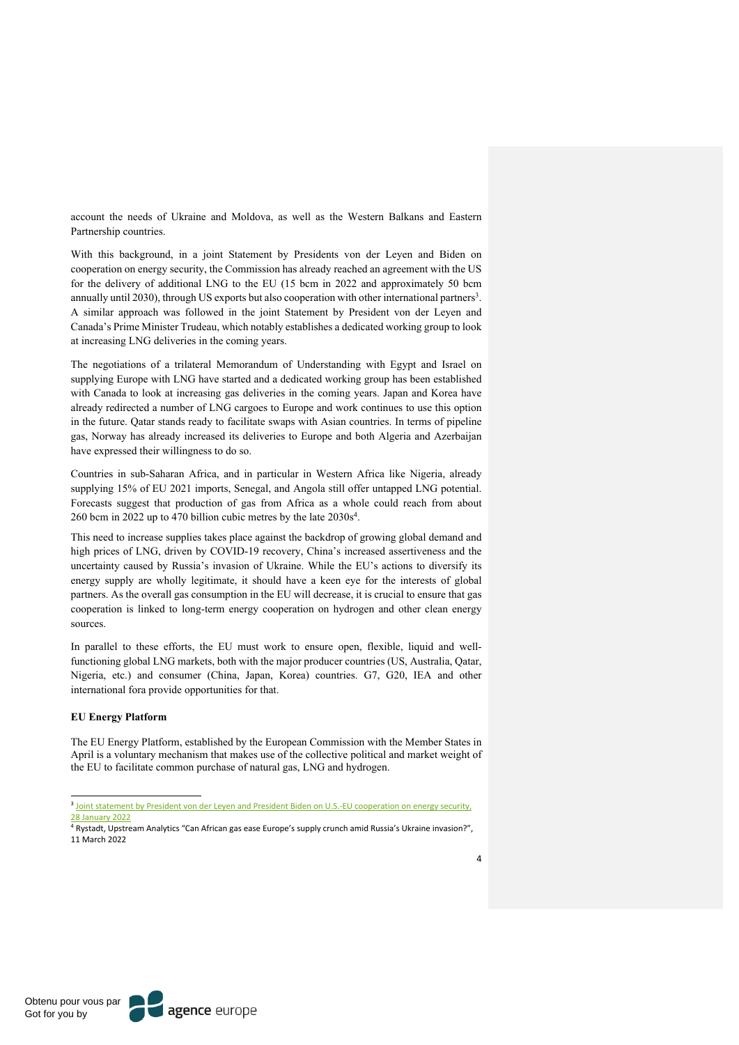account the needs of Ukraine and Moldova, as well as the Western Balkans and Eastern Partnership countries.

With this background, in a joint Statement by Presidents von der Leyen and Biden on cooperation on energy security, the Commission has already reached an agreement with the US for the delivery of additional LNG to the EU (15 bcm in 2022 and approximately 50 bcm annually until 2030), through US exports but also cooperation with other international partners[3]. A similar approach was followed in the joint Statement by President von der Leyen and Canada's Prime Minister Trudeau, which notably establishes a dedicated working group to look at increasing LNG deliveries in the coming years.

The negotiations of a trilateral Memorandum of Understanding with Egypt and Israel on supplying Europe with LNG have started and a dedicated working group has been established with Canada to look at increasing gas deliveries in the coming years. Japan and Korea have already redirected a number of LNG cargoes to Europe and work continues to use this option in the future. Qatar stands ready to facilitate swaps with Asian countries. In terms of pipeline gas, Norway has already increased its deliveries to Europe and both Algeria and Azerbaijan have expressed their willingness to do so.

Countries in sub-Saharan Africa, and in particular in Western Africa like Nigeria, already supplying 15% of EU 2021 imports, Senegal, and Angola still offer untapped LNG potential. Forecasts suggest that production of gas from Africa as a whole could reach from about 260 bcm in 2022 up to 470 billion cubic metres by the late 2030s[4].

This need to increase supplies takes place against the backdrop of growing global demand and high prices of LNG, driven by COVID-19 recovery, China's increased assertiveness and the uncertainty caused by Russia's invasion of Ukraine. While the EU's actions to diversify its energy supply are wholly legitimate, it should have a keen eye for the interests of global partners. As the overall gas consumption in the EU will decrease, it is crucial to ensure that gas cooperation is linked to long-term energy cooperation on hydrogen and other clean energy sources.

In parallel to these efforts, the EU must work to ensure open, flexible, liquid and well-functioning global LNG markets, both with the major producer countries (US, Australia, Qatar, Nigeria, etc.) and consumer (China, Japan, Korea) countries. G7, G20, IEA and other international fora provide opportunities for that.

**EU Energy Platform**

The EU Energy Platform, established by the European Commission with the Member States in April is a voluntary mechanism that makes use of the collective political and market weight of the EU to facilitate common purchase of natural gas, LNG and hydrogen.

---

[3] Joint statement by President von der Leyen and President Biden on U.S.-EU cooperation on energy security, 28 January 2022

[4] Rystadt, Upstream Analytics "Can African gas ease Europe's supply crunch amid Russia's Ukraine invasion?", 11 March 2022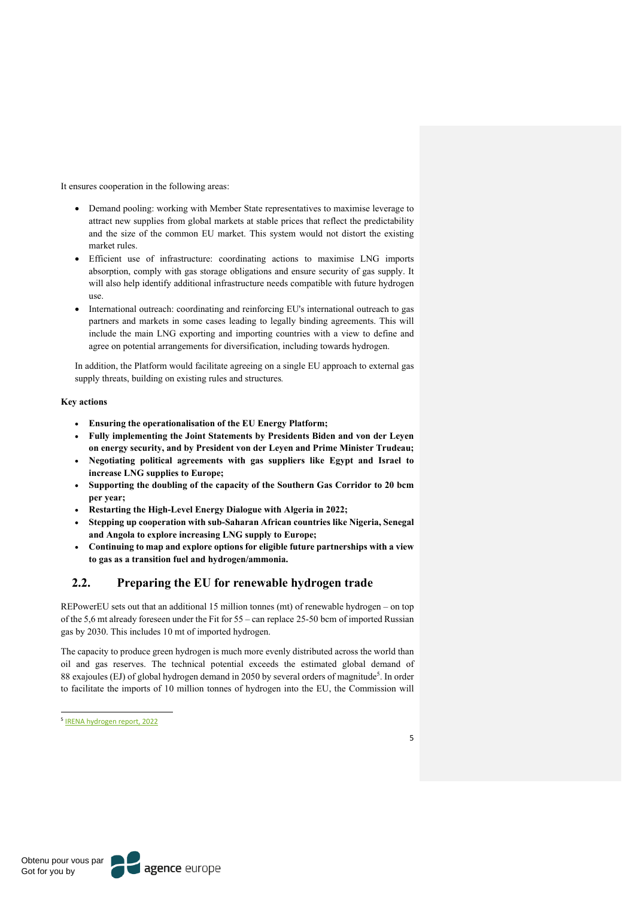It ensures cooperation in the following areas:

- Demand pooling: working with Member State representatives to maximise leverage to attract new supplies from global markets at stable prices that reflect the predictability and the size of the common EU market. This system would not distort the existing market rules.
- Efficient use of infrastructure: coordinating actions to maximise LNG imports absorption, comply with gas storage obligations and ensure security of gas supply. It will also help identify additional infrastructure needs compatible with future hydrogen use.
- International outreach: coordinating and reinforcing EU's international outreach to gas partners and markets in some cases leading to legally binding agreements. This will include the main LNG exporting and importing countries with a view to define and agree on potential arrangements for diversification, including towards hydrogen.

In addition, the Platform would facilitate agreeing on a single EU approach to external gas supply threats, building on existing rules and structures.

**Key actions**

- **Ensuring the operationalisation of the EU Energy Platform;**
- **Fully implementing the Joint Statements by Presidents Biden and von der Leyen on energy security, and by President von der Leyen and Prime Minister Trudeau;**
- **Negotiating political agreements with gas suppliers like Egypt and Israel to increase LNG supplies to Europe;**
- **Supporting the doubling of the capacity of the Southern Gas Corridor to 20 bcm per year;**
- **Restarting the High-Level Energy Dialogue with Algeria in 2022;**
- **Stepping up cooperation with sub-Saharan African countries like Nigeria, Senegal and Angola to explore increasing LNG supply to Europe;**
- **Continuing to map and explore options for eligible future partnerships with a view to gas as a transition fuel and hydrogen/ammonia.**

## 2.2. Preparing the EU for renewable hydrogen trade

REPowerEU sets out that an additional 15 million tonnes (mt) of renewable hydrogen – on top of the 5,6 mt already foreseen under the Fit for 55 – can replace 25-50 bcm of imported Russian gas by 2030. This includes 10 mt of imported hydrogen.

The capacity to produce green hydrogen is much more evenly distributed across the world than oil and gas reserves. The technical potential exceeds the estimated global demand of 88 exajoules (EJ) of global hydrogen demand in 2050 by several orders of magnitude[5]. In order to facilitate the imports of 10 million tonnes of hydrogen into the EU, the Commission will

[5] IRENA hydrogen report, 2022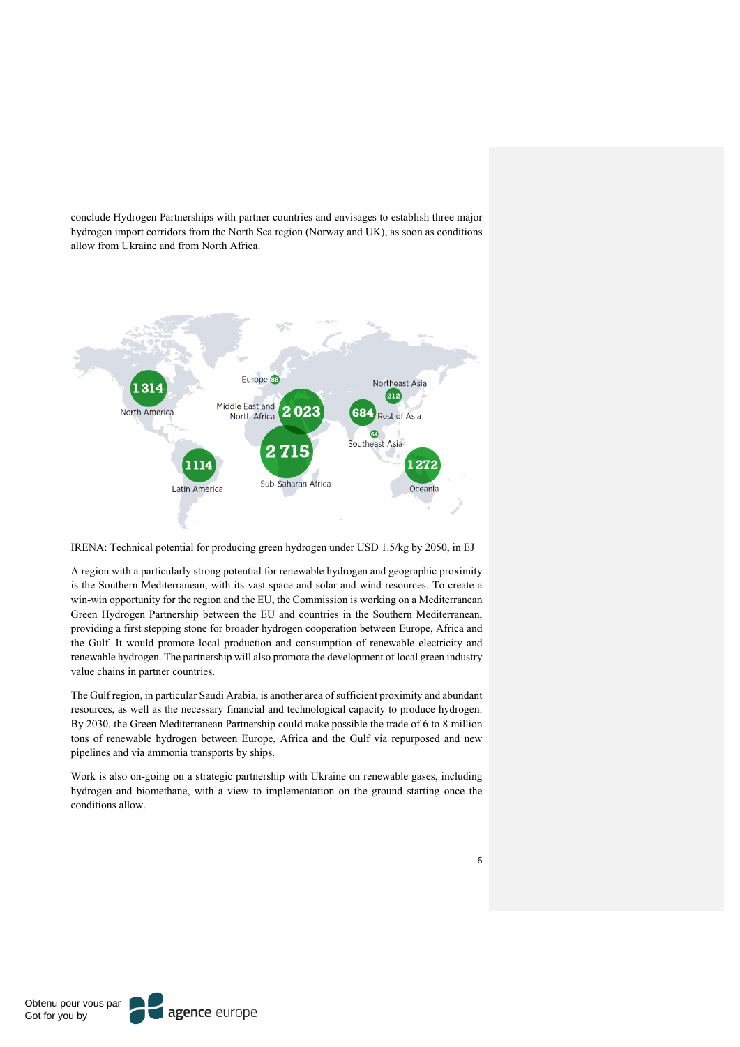conclude Hydrogen Partnerships with partner countries and envisages to establish three major hydrogen import corridors from the North Sea region (Norway and UK), as soon as conditions allow from Ukraine and from North Africa.

IRENA: Technical potential for producing green hydrogen under USD 1.5/kg by 2050, in EJ

A region with a particularly strong potential for renewable hydrogen and geographic proximity is the Southern Mediterranean, with its vast space and solar and wind resources. To create a win-win opportunity for the region and the EU, the Commission is working on a Mediterranean Green Hydrogen Partnership between the EU and countries in the Southern Mediterranean, providing a first stepping stone for broader hydrogen cooperation between Europe, Africa and the Gulf. It would promote local production and consumption of renewable electricity and renewable hydrogen. The partnership will also promote the development of local green industry value chains in partner countries.

The Gulf region, in particular Saudi Arabia, is another area of sufficient proximity and abundant resources, as well as the necessary financial and technological capacity to produce hydrogen. By 2030, the Green Mediterranean Partnership could make possible the trade of 6 to 8 million tons of renewable hydrogen between Europe, Africa and the Gulf via repurposed and new pipelines and via ammonia transports by ships.

Work is also on-going on a strategic partnership with Ukraine on renewable gases, including hydrogen and biomethane, with a view to implementation on the ground starting once the conditions allow.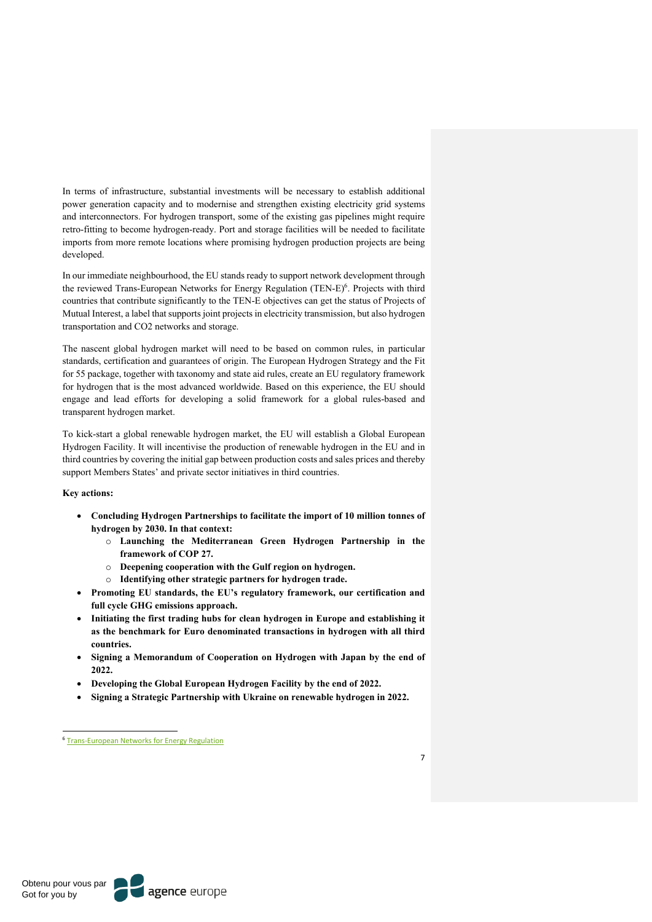In terms of infrastructure, substantial investments will be necessary to establish additional power generation capacity and to modernise and strengthen existing electricity grid systems and interconnectors. For hydrogen transport, some of the existing gas pipelines might require retro-fitting to become hydrogen-ready. Port and storage facilities will be needed to facilitate imports from more remote locations where promising hydrogen production projects are being developed.

In our immediate neighbourhood, the EU stands ready to support network development through the reviewed Trans-European Networks for Energy Regulation (TEN-E)[6]. Projects with third countries that contribute significantly to the TEN-E objectives can get the status of Projects of Mutual Interest, a label that supports joint projects in electricity transmission, but also hydrogen transportation and CO2 networks and storage.

The nascent global hydrogen market will need to be based on common rules, in particular standards, certification and guarantees of origin. The European Hydrogen Strategy and the Fit for 55 package, together with taxonomy and state aid rules, create an EU regulatory framework for hydrogen that is the most advanced worldwide. Based on this experience, the EU should engage and lead efforts for developing a solid framework for a global rules-based and transparent hydrogen market.

To kick-start a global renewable hydrogen market, the EU will establish a Global European Hydrogen Facility. It will incentivise the production of renewable hydrogen in the EU and in third countries by covering the initial gap between production costs and sales prices and thereby support Members States' and private sector initiatives in third countries.

**Key actions:**

- **Concluding Hydrogen Partnerships to facilitate the import of 10 million tonnes of hydrogen by 2030. In that context:**
  - **Launching the Mediterranean Green Hydrogen Partnership in the framework of COP 27.**
  - **Deepening cooperation with the Gulf region on hydrogen.**
  - **Identifying other strategic partners for hydrogen trade.**
- **Promoting EU standards, the EU's regulatory framework, our certification and full cycle GHG emissions approach.**
- **Initiating the first trading hubs for clean hydrogen in Europe and establishing it as the benchmark for Euro denominated transactions in hydrogen with all third countries.**
- **Signing a Memorandum of Cooperation on Hydrogen with Japan by the end of 2022.**
- **Developing the Global European Hydrogen Facility by the end of 2022.**
- **Signing a Strategic Partnership with Ukraine on renewable hydrogen in 2022.**

---

[6] Trans-European Networks for Energy Regulation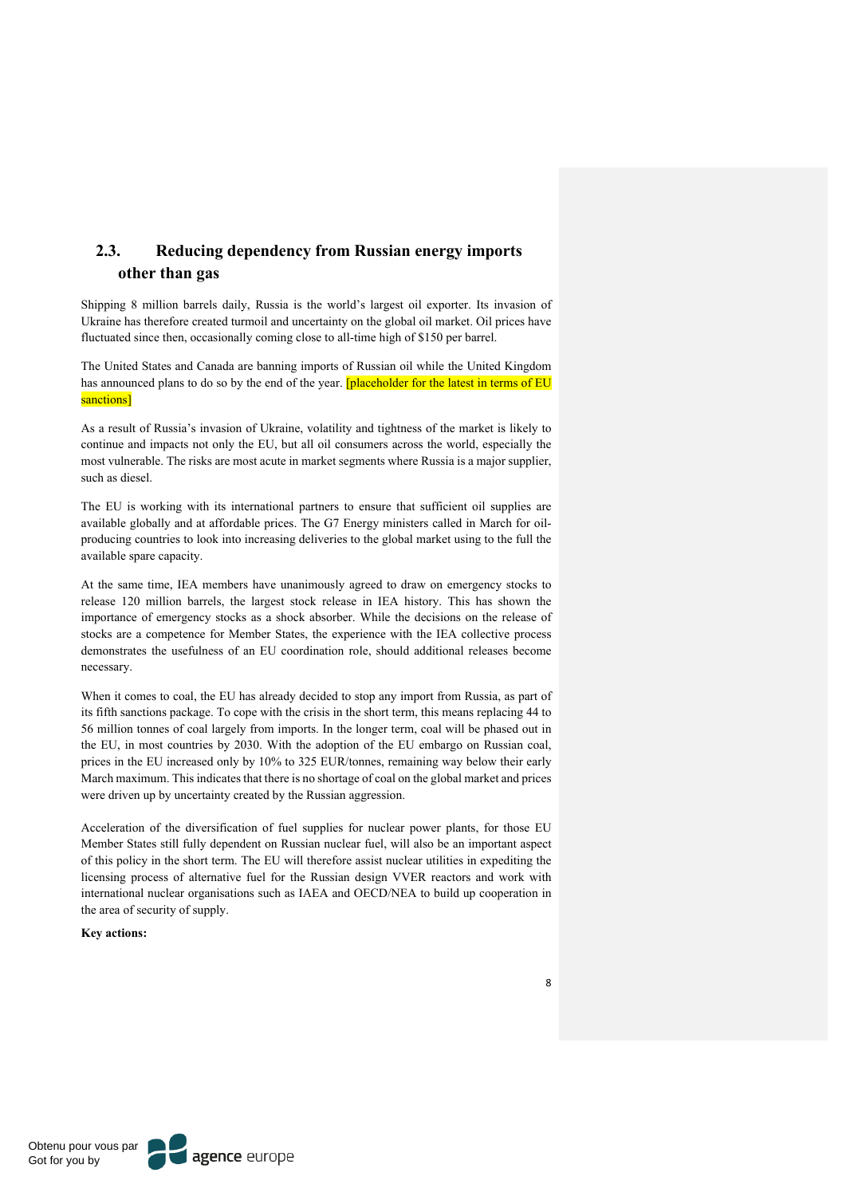## 2.3. Reducing dependency from Russian energy imports other than gas

Shipping 8 million barrels daily, Russia is the world's largest oil exporter. Its invasion of Ukraine has therefore created turmoil and uncertainty on the global oil market. Oil prices have fluctuated since then, occasionally coming close to all-time high of $150 per barrel.

The United States and Canada are banning imports of Russian oil while the United Kingdom has announced plans to do so by the end of the year. [placeholder for the latest in terms of EU sanctions]

As a result of Russia's invasion of Ukraine, volatility and tightness of the market is likely to continue and impacts not only the EU, but all oil consumers across the world, especially the most vulnerable. The risks are most acute in market segments where Russia is a major supplier, such as diesel.

The EU is working with its international partners to ensure that sufficient oil supplies are available globally and at affordable prices. The G7 Energy ministers called in March for oil-producing countries to look into increasing deliveries to the global market using to the full the available spare capacity.

At the same time, IEA members have unanimously agreed to draw on emergency stocks to release 120 million barrels, the largest stock release in IEA history. This has shown the importance of emergency stocks as a shock absorber. While the decisions on the release of stocks are a competence for Member States, the experience with the IEA collective process demonstrates the usefulness of an EU coordination role, should additional releases become necessary.

When it comes to coal, the EU has already decided to stop any import from Russia, as part of its fifth sanctions package. To cope with the crisis in the short term, this means replacing 44 to 56 million tonnes of coal largely from imports. In the longer term, coal will be phased out in the EU, in most countries by 2030. With the adoption of the EU embargo on Russian coal, prices in the EU increased only by 10% to 325 EUR/tonnes, remaining way below their early March maximum. This indicates that there is no shortage of coal on the global market and prices were driven up by uncertainty created by the Russian aggression.

Acceleration of the diversification of fuel supplies for nuclear power plants, for those EU Member States still fully dependent on Russian nuclear fuel, will also be an important aspect of this policy in the short term. The EU will therefore assist nuclear utilities in expediting the licensing process of alternative fuel for the Russian design VVER reactors and work with international nuclear organisations such as IAEA and OECD/NEA to build up cooperation in the area of security of supply.

**Key actions:**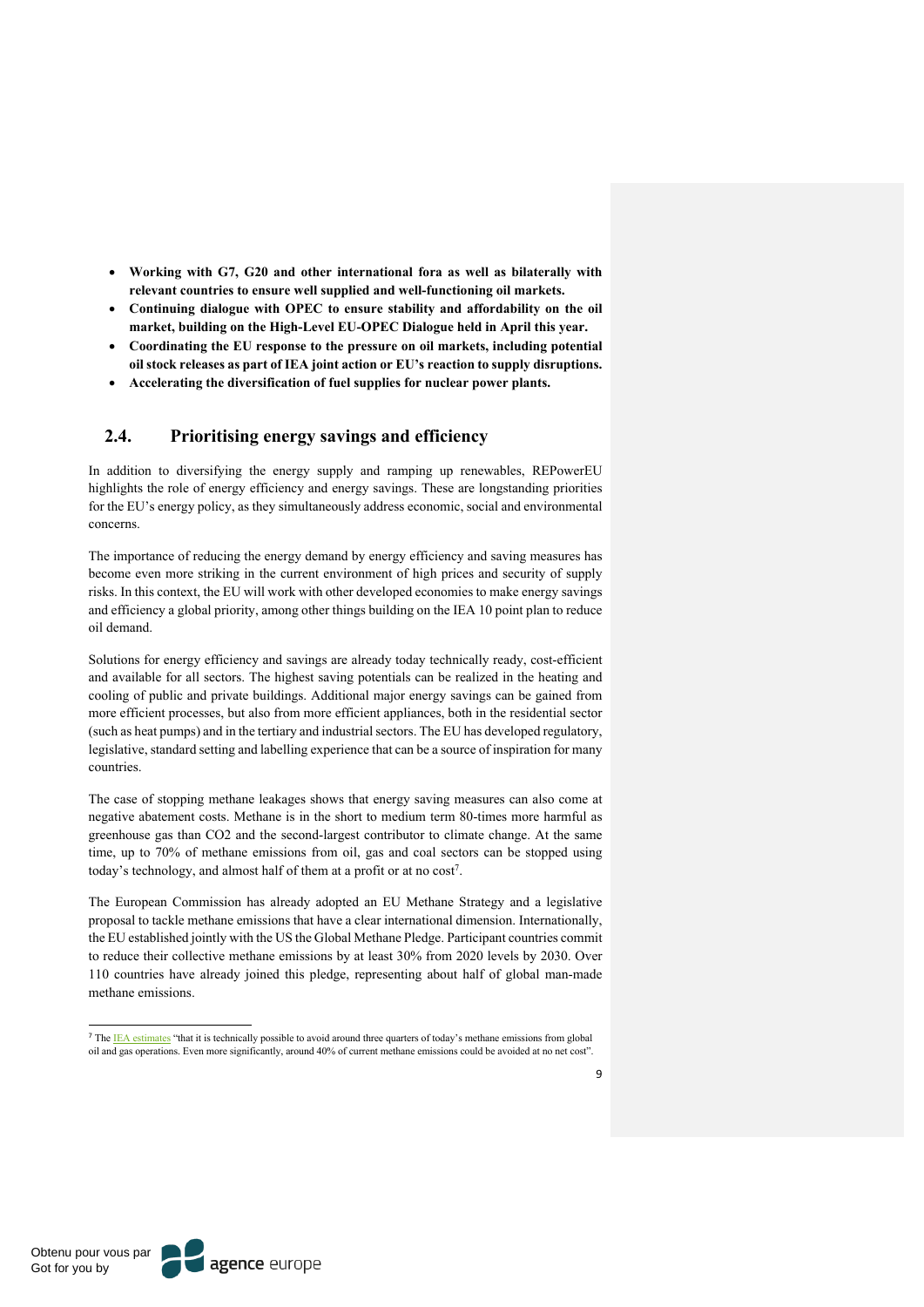- **Working with G7, G20 and other international fora as well as bilaterally with relevant countries to ensure well supplied and well-functioning oil markets.**
- **Continuing dialogue with OPEC to ensure stability and affordability on the oil market, building on the High-Level EU-OPEC Dialogue held in April this year.**
- **Coordinating the EU response to the pressure on oil markets, including potential oil stock releases as part of IEA joint action or EU's reaction to supply disruptions.**
- **Accelerating the diversification of fuel supplies for nuclear power plants.**

## 2.4. Prioritising energy savings and efficiency

In addition to diversifying the energy supply and ramping up renewables, REPowerEU highlights the role of energy efficiency and energy savings. These are longstanding priorities for the EU's energy policy, as they simultaneously address economic, social and environmental concerns.

The importance of reducing the energy demand by energy efficiency and saving measures has become even more striking in the current environment of high prices and security of supply risks. In this context, the EU will work with other developed economies to make energy savings and efficiency a global priority, among other things building on the IEA 10 point plan to reduce oil demand.

Solutions for energy efficiency and savings are already today technically ready, cost-efficient and available for all sectors. The highest saving potentials can be realized in the heating and cooling of public and private buildings. Additional major energy savings can be gained from more efficient processes, but also from more efficient appliances, both in the residential sector (such as heat pumps) and in the tertiary and industrial sectors. The EU has developed regulatory, legislative, standard setting and labelling experience that can be a source of inspiration for many countries.

The case of stopping methane leakages shows that energy saving measures can also come at negative abatement costs. Methane is in the short to medium term 80-times more harmful as greenhouse gas than $CO_2$ and the second-largest contributor to climate change. At the same time, up to 70% of methane emissions from oil, gas and coal sectors can be stopped using today's technology, and almost half of them at a profit or at no cost[7].

The European Commission has already adopted an EU Methane Strategy and a legislative proposal to tackle methane emissions that have a clear international dimension. Internationally, the EU established jointly with the US the Global Methane Pledge. Participant countries commit to reduce their collective methane emissions by at least 30% from 2020 levels by 2030. Over 110 countries have already joined this pledge, representing about half of global man-made methane emissions.

---

[7] The IEA estimates "that it is technically possible to avoid around three quarters of today's methane emissions from global oil and gas operations. Even more significantly, around 40% of current methane emissions could be avoided at no net cost".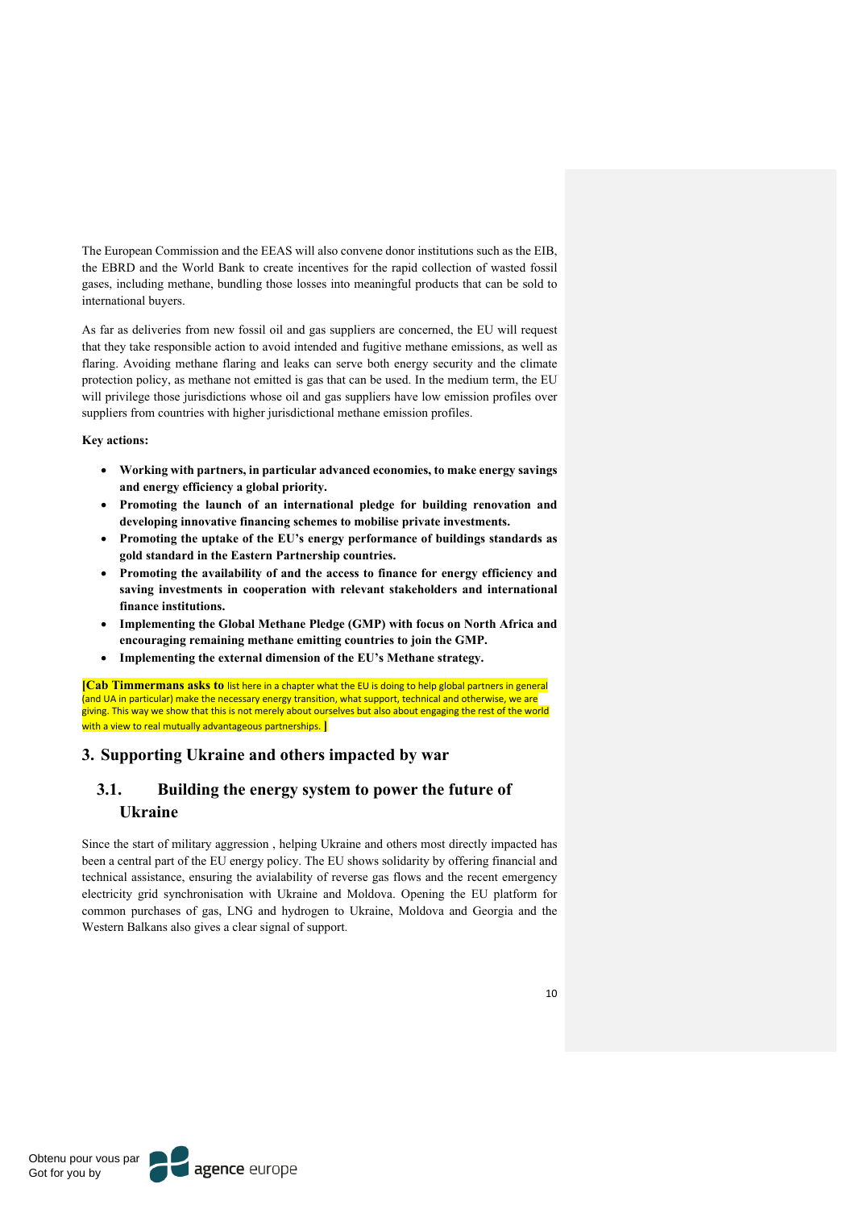The European Commission and the EEAS will also convene donor institutions such as the EIB, the EBRD and the World Bank to create incentives for the rapid collection of wasted fossil gases, including methane, bundling those losses into meaningful products that can be sold to international buyers.

As far as deliveries from new fossil oil and gas suppliers are concerned, the EU will request that they take responsible action to avoid intended and fugitive methane emissions, as well as flaring. Avoiding methane flaring and leaks can serve both energy security and the climate protection policy, as methane not emitted is gas that can be used. In the medium term, the EU will privilege those jurisdictions whose oil and gas suppliers have low emission profiles over suppliers from countries with higher jurisdictional methane emission profiles.

**Key actions:**

- **Working with partners, in particular advanced economies, to make energy savings and energy efficiency a global priority.**
- **Promoting the launch of an international pledge for building renovation and developing innovative financing schemes to mobilise private investments.**
- **Promoting the uptake of the EU's energy performance of buildings standards as gold standard in the Eastern Partnership countries.**
- **Promoting the availability of and the access to finance for energy efficiency and saving investments in cooperation with relevant stakeholders and international finance institutions.**
- **Implementing the Global Methane Pledge (GMP) with focus on North Africa and encouraging remaining methane emitting countries to join the GMP.**
- **Implementing the external dimension of the EU's Methane strategy.**

**[Cab Timmermans asks to** list here in a chapter what the EU is doing to help global partners in general (and UA in particular) make the necessary energy transition, what support, technical and otherwise, we are giving. This way we show that this is not merely about ourselves but also about engaging the rest of the world with a view to real mutually advantageous partnerships. **]**

## 3. Supporting Ukraine and others impacted by war

### 3.1. Building the energy system to power the future of Ukraine

Since the start of military aggression , helping Ukraine and others most directly impacted has been a central part of the EU energy policy. The EU shows solidarity by offering financial and technical assistance, ensuring the avialability of reverse gas flows and the recent emergency electricity grid synchronisation with Ukraine and Moldova. Opening the EU platform for common purchases of gas, LNG and hydrogen to Ukraine, Moldova and Georgia and the Western Balkans also gives a clear signal of support.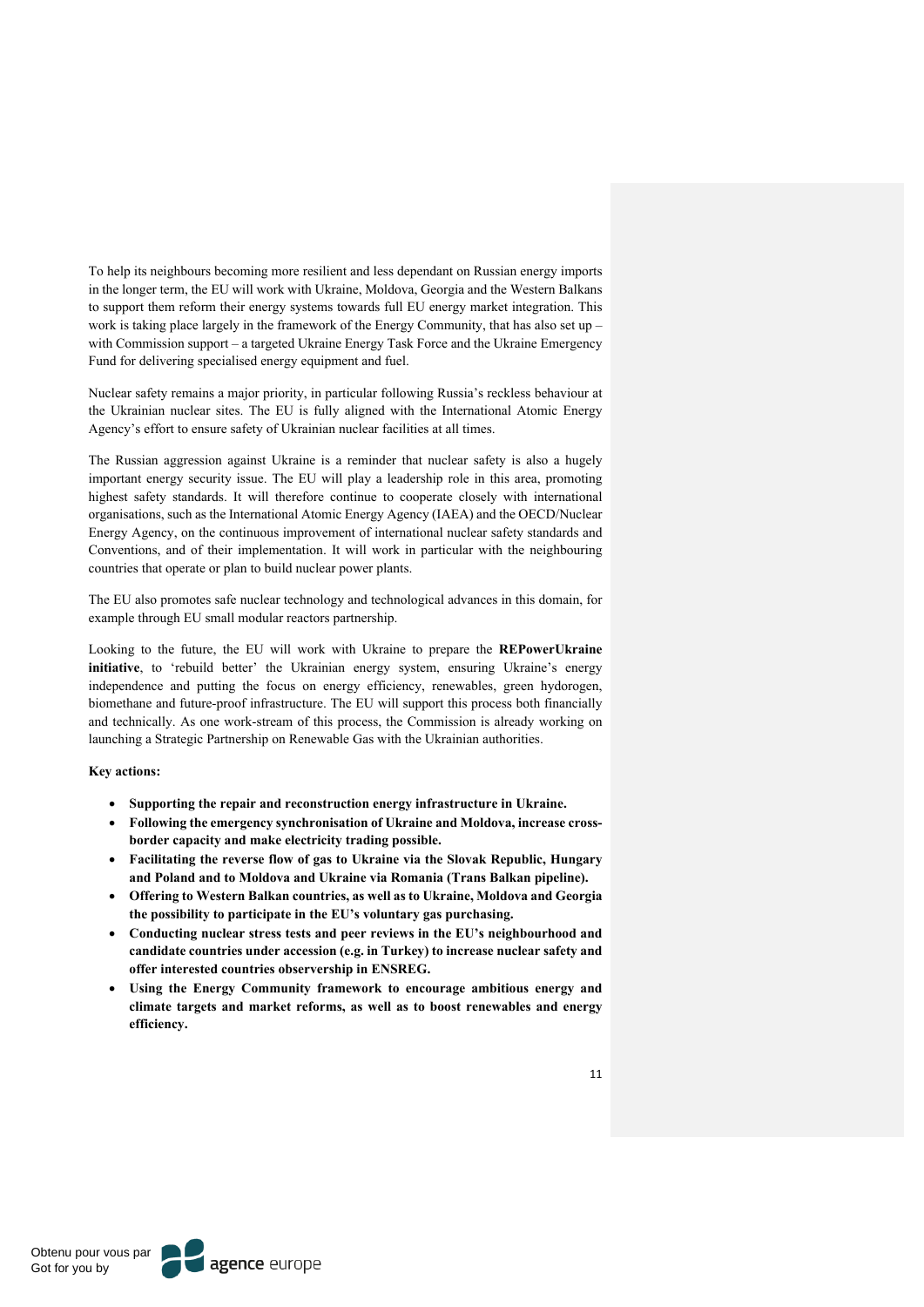To help its neighbours becoming more resilient and less dependant on Russian energy imports in the longer term, the EU will work with Ukraine, Moldova, Georgia and the Western Balkans to support them reform their energy systems towards full EU energy market integration. This work is taking place largely in the framework of the Energy Community, that has also set up – with Commission support – a targeted Ukraine Energy Task Force and the Ukraine Emergency Fund for delivering specialised energy equipment and fuel.

Nuclear safety remains a major priority, in particular following Russia's reckless behaviour at the Ukrainian nuclear sites. The EU is fully aligned with the International Atomic Energy Agency's effort to ensure safety of Ukrainian nuclear facilities at all times.

The Russian aggression against Ukraine is a reminder that nuclear safety is also a hugely important energy security issue. The EU will play a leadership role in this area, promoting highest safety standards. It will therefore continue to cooperate closely with international organisations, such as the International Atomic Energy Agency (IAEA) and the OECD/Nuclear Energy Agency, on the continuous improvement of international nuclear safety standards and Conventions, and of their implementation. It will work in particular with the neighbouring countries that operate or plan to build nuclear power plants.

The EU also promotes safe nuclear technology and technological advances in this domain, for example through EU small modular reactors partnership.

Looking to the future, the EU will work with Ukraine to prepare the **REPowerUkraine initiative**, to 'rebuild better' the Ukrainian energy system, ensuring Ukraine's energy independence and putting the focus on energy efficiency, renewables, green hydorogen, biomethane and future-proof infrastructure. The EU will support this process both financially and technically. As one work-stream of this process, the Commission is already working on launching a Strategic Partnership on Renewable Gas with the Ukrainian authorities.

**Key actions:**

- **Supporting the repair and reconstruction energy infrastructure in Ukraine.**
- **Following the emergency synchronisation of Ukraine and Moldova, increase cross-border capacity and make electricity trading possible.**
- **Facilitating the reverse flow of gas to Ukraine via the Slovak Republic, Hungary and Poland and to Moldova and Ukraine via Romania (Trans Balkan pipeline).**
- **Offering to Western Balkan countries, as well as to Ukraine, Moldova and Georgia the possibility to participate in the EU's voluntary gas purchasing.**
- **Conducting nuclear stress tests and peer reviews in the EU's neighbourhood and candidate countries under accession (e.g. in Turkey) to increase nuclear safety and offer interested countries observership in ENSREG.**
- **Using the Energy Community framework to encourage ambitious energy and climate targets and market reforms, as well as to boost renewables and energy efficiency.**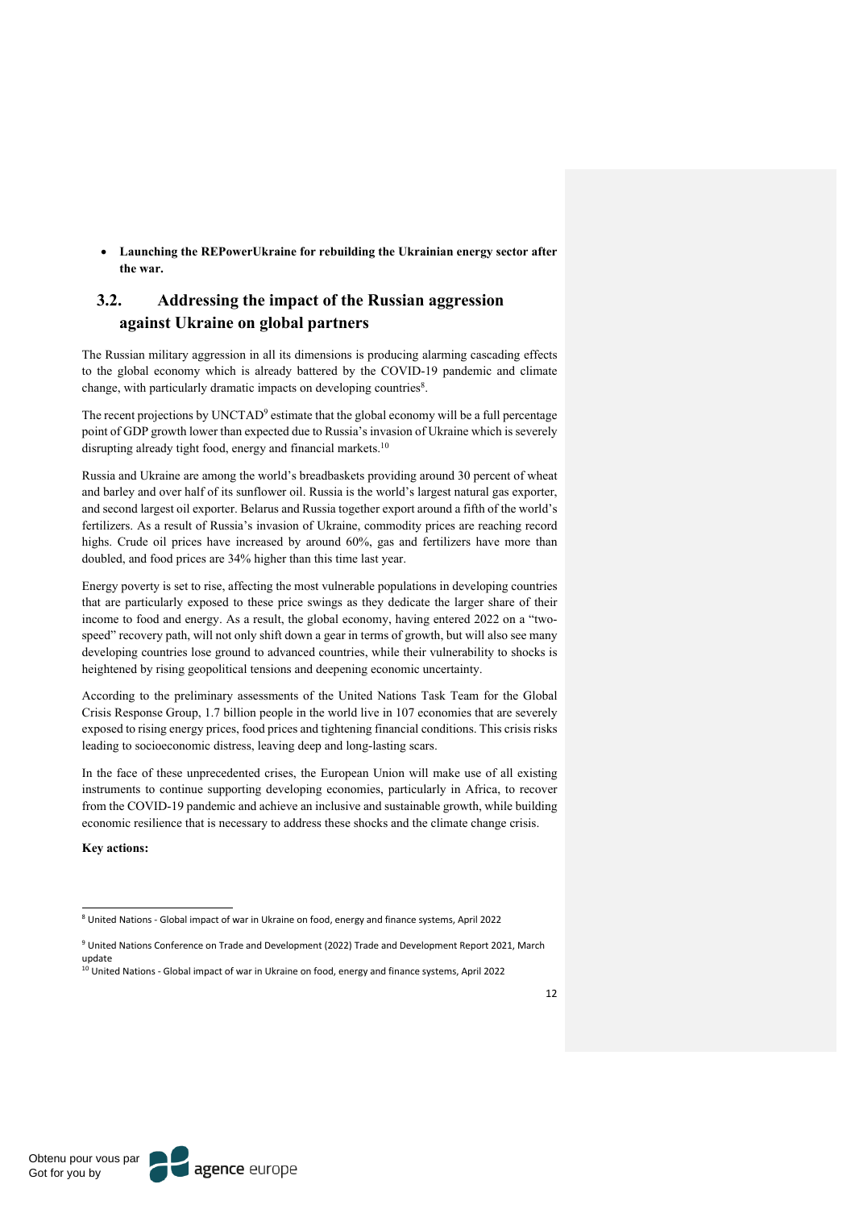- **Launching the REPowerUkraine for rebuilding the Ukrainian energy sector after the war.**

## 3.2. Addressing the impact of the Russian aggression against Ukraine on global partners

The Russian military aggression in all its dimensions is producing alarming cascading effects to the global economy which is already battered by the COVID-19 pandemic and climate change, with particularly dramatic impacts on developing countries[8].

The recent projections by UNCTAD[9] estimate that the global economy will be a full percentage point of GDP growth lower than expected due to Russia's invasion of Ukraine which is severely disrupting already tight food, energy and financial markets.[10]

Russia and Ukraine are among the world's breadbaskets providing around 30 percent of wheat and barley and over half of its sunflower oil. Russia is the world's largest natural gas exporter, and second largest oil exporter. Belarus and Russia together export around a fifth of the world's fertilizers. As a result of Russia's invasion of Ukraine, commodity prices are reaching record highs. Crude oil prices have increased by around 60%, gas and fertilizers have more than doubled, and food prices are 34% higher than this time last year.

Energy poverty is set to rise, affecting the most vulnerable populations in developing countries that are particularly exposed to these price swings as they dedicate the larger share of their income to food and energy. As a result, the global economy, having entered 2022 on a "two-speed" recovery path, will not only shift down a gear in terms of growth, but will also see many developing countries lose ground to advanced countries, while their vulnerability to shocks is heightened by rising geopolitical tensions and deepening economic uncertainty.

According to the preliminary assessments of the United Nations Task Team for the Global Crisis Response Group, 1.7 billion people in the world live in 107 economies that are severely exposed to rising energy prices, food prices and tightening financial conditions. This crisis risks leading to socioeconomic distress, leaving deep and long-lasting scars.

In the face of these unprecedented crises, the European Union will make use of all existing instruments to continue supporting developing economies, particularly in Africa, to recover from the COVID-19 pandemic and achieve an inclusive and sustainable growth, while building economic resilience that is necessary to address these shocks and the climate change crisis.

**Key actions:**

---

[8] United Nations - Global impact of war in Ukraine on food, energy and finance systems, April 2022

[9] United Nations Conference on Trade and Development (2022) Trade and Development Report 2021, March update

[10] United Nations - Global impact of war in Ukraine on food, energy and finance systems, April 2022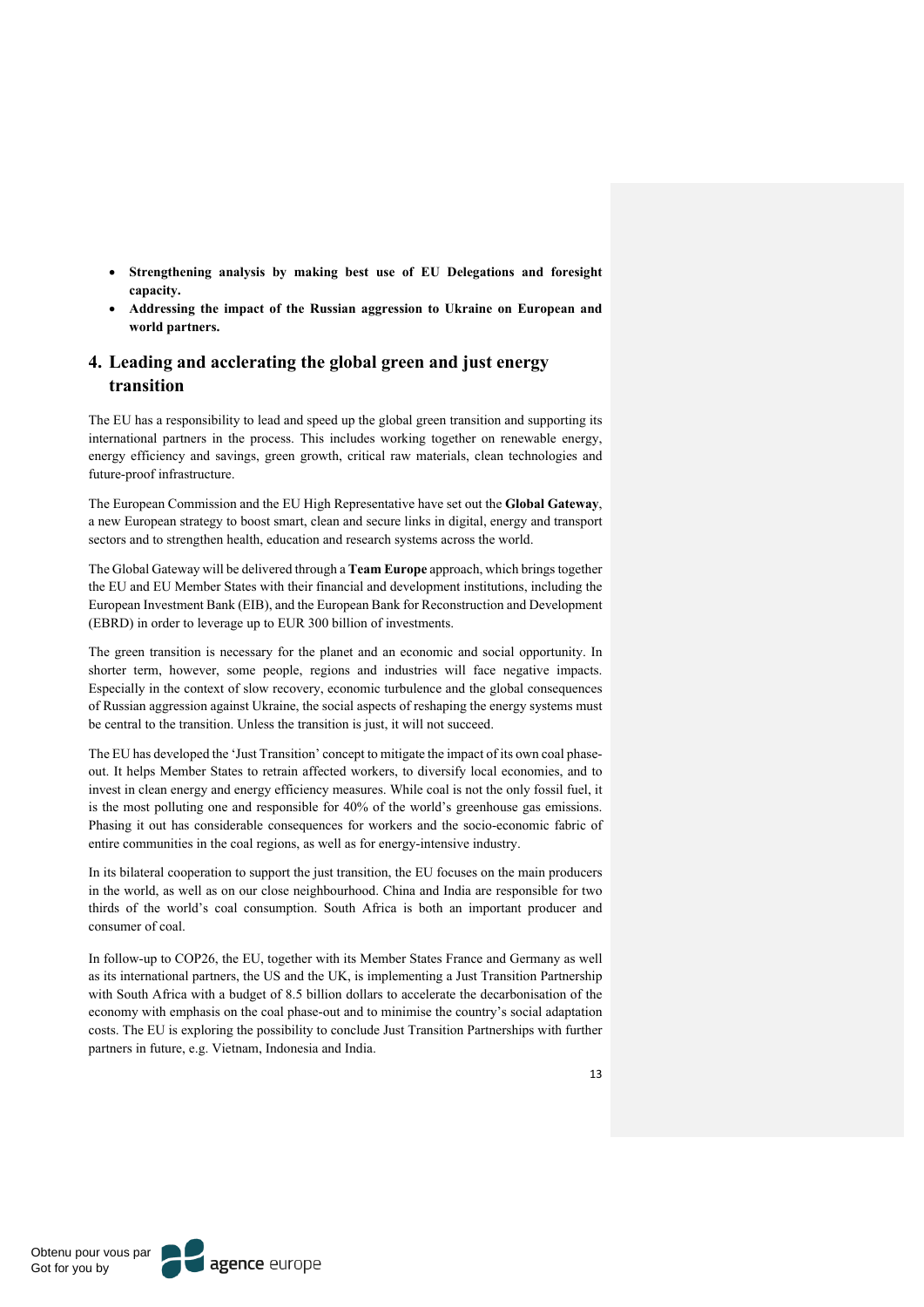- **Strengthening analysis by making best use of EU Delegations and foresight capacity.**
- **Addressing the impact of the Russian aggression to Ukraine on European and world partners.**

## 4. Leading and acclerating the global green and just energy transition

The EU has a responsibility to lead and speed up the global green transition and supporting its international partners in the process. This includes working together on renewable energy, energy efficiency and savings, green growth, critical raw materials, clean technologies and future-proof infrastructure.

The European Commission and the EU High Representative have set out the **Global Gateway**, a new European strategy to boost smart, clean and secure links in digital, energy and transport sectors and to strengthen health, education and research systems across the world.

The Global Gateway will be delivered through a **Team Europe** approach, which brings together the EU and EU Member States with their financial and development institutions, including the European Investment Bank (EIB), and the European Bank for Reconstruction and Development (EBRD) in order to leverage up to EUR 300 billion of investments.

The green transition is necessary for the planet and an economic and social opportunity. In shorter term, however, some people, regions and industries will face negative impacts. Especially in the context of slow recovery, economic turbulence and the global consequences of Russian aggression against Ukraine, the social aspects of reshaping the energy systems must be central to the transition. Unless the transition is just, it will not succeed.

The EU has developed the 'Just Transition' concept to mitigate the impact of its own coal phase-out. It helps Member States to retrain affected workers, to diversify local economies, and to invest in clean energy and energy efficiency measures. While coal is not the only fossil fuel, it is the most polluting one and responsible for 40% of the world's greenhouse gas emissions. Phasing it out has considerable consequences for workers and the socio-economic fabric of entire communities in the coal regions, as well as for energy-intensive industry.

In its bilateral cooperation to support the just transition, the EU focuses on the main producers in the world, as well as on our close neighbourhood. China and India are responsible for two thirds of the world's coal consumption. South Africa is both an important producer and consumer of coal.

In follow-up to COP26, the EU, together with its Member States France and Germany as well as its international partners, the US and the UK, is implementing a Just Transition Partnership with South Africa with a budget of 8.5 billion dollars to accelerate the decarbonisation of the economy with emphasis on the coal phase-out and to minimise the country's social adaptation costs. The EU is exploring the possibility to conclude Just Transition Partnerships with further partners in future, e.g. Vietnam, Indonesia and India.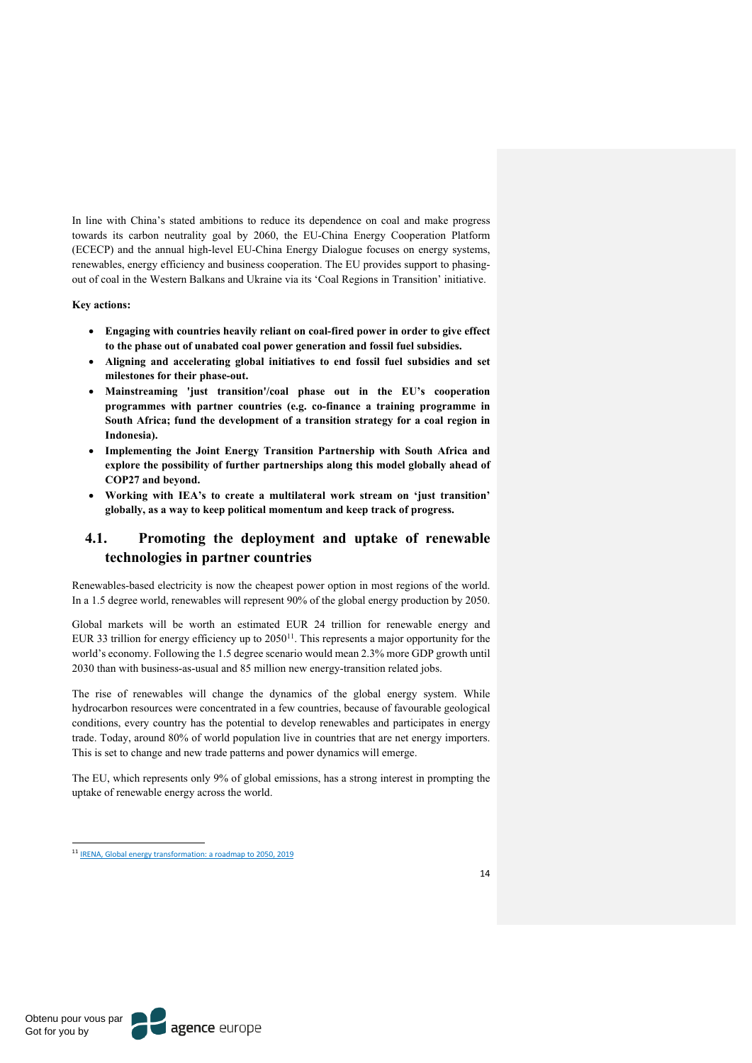In line with China's stated ambitions to reduce its dependence on coal and make progress towards its carbon neutrality goal by 2060, the EU-China Energy Cooperation Platform (ECECP) and the annual high-level EU-China Energy Dialogue focuses on energy systems, renewables, energy efficiency and business cooperation. The EU provides support to phasing-out of coal in the Western Balkans and Ukraine via its 'Coal Regions in Transition' initiative.

**Key actions:**

- **Engaging with countries heavily reliant on coal-fired power in order to give effect to the phase out of unabated coal power generation and fossil fuel subsidies.**
- **Aligning and accelerating global initiatives to end fossil fuel subsidies and set milestones for their phase-out.**
- **Mainstreaming 'just transition'/coal phase out in the EU's cooperation programmes with partner countries (e.g. co-finance a training programme in South Africa; fund the development of a transition strategy for a coal region in Indonesia).**
- **Implementing the Joint Energy Transition Partnership with South Africa and explore the possibility of further partnerships along this model globally ahead of COP27 and beyond.**
- **Working with IEA's to create a multilateral work stream on 'just transition' globally, as a way to keep political momentum and keep track of progress.**

## 4.1. Promoting the deployment and uptake of renewable technologies in partner countries

Renewables-based electricity is now the cheapest power option in most regions of the world. In a 1.5 degree world, renewables will represent 90% of the global energy production by 2050.

Global markets will be worth an estimated EUR 24 trillion for renewable energy and EUR 33 trillion for energy efficiency up to 2050[11]. This represents a major opportunity for the world's economy. Following the 1.5 degree scenario would mean 2.3% more GDP growth until 2030 than with business-as-usual and 85 million new energy-transition related jobs.

The rise of renewables will change the dynamics of the global energy system. While hydrocarbon resources were concentrated in a few countries, because of favourable geological conditions, every country has the potential to develop renewables and participates in energy trade. Today, around 80% of world population live in countries that are net energy importers. This is set to change and new trade patterns and power dynamics will emerge.

The EU, which represents only 9% of global emissions, has a strong interest in prompting the uptake of renewable energy across the world.

[11] IRENA, Global energy transformation: a roadmap to 2050, 2019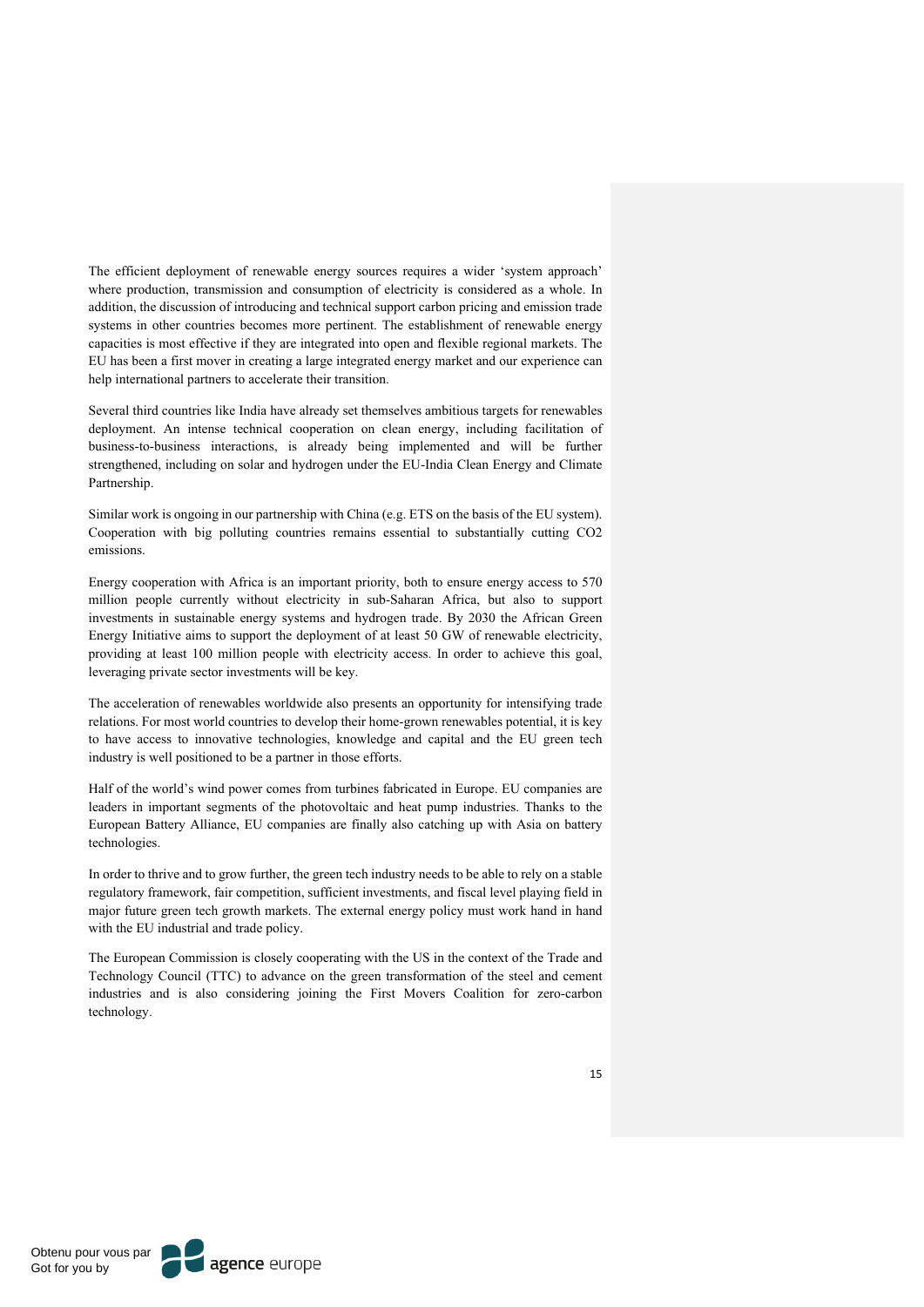The efficient deployment of renewable energy sources requires a wider 'system approach' where production, transmission and consumption of electricity is considered as a whole. In addition, the discussion of introducing and technical support carbon pricing and emission trade systems in other countries becomes more pertinent. The establishment of renewable energy capacities is most effective if they are integrated into open and flexible regional markets. The EU has been a first mover in creating a large integrated energy market and our experience can help international partners to accelerate their transition.

Several third countries like India have already set themselves ambitious targets for renewables deployment. An intense technical cooperation on clean energy, including facilitation of business-to-business interactions, is already being implemented and will be further strengthened, including on solar and hydrogen under the EU-India Clean Energy and Climate Partnership.

Similar work is ongoing in our partnership with China (e.g. ETS on the basis of the EU system). Cooperation with big polluting countries remains essential to substantially cutting CO2 emissions.

Energy cooperation with Africa is an important priority, both to ensure energy access to 570 million people currently without electricity in sub-Saharan Africa, but also to support investments in sustainable energy systems and hydrogen trade. By 2030 the African Green Energy Initiative aims to support the deployment of at least 50 GW of renewable electricity, providing at least 100 million people with electricity access. In order to achieve this goal, leveraging private sector investments will be key.

The acceleration of renewables worldwide also presents an opportunity for intensifying trade relations. For most world countries to develop their home-grown renewables potential, it is key to have access to innovative technologies, knowledge and capital and the EU green tech industry is well positioned to be a partner in those efforts.

Half of the world's wind power comes from turbines fabricated in Europe. EU companies are leaders in important segments of the photovoltaic and heat pump industries. Thanks to the European Battery Alliance, EU companies are finally also catching up with Asia on battery technologies.

In order to thrive and to grow further, the green tech industry needs to be able to rely on a stable regulatory framework, fair competition, sufficient investments, and fiscal level playing field in major future green tech growth markets. The external energy policy must work hand in hand with the EU industrial and trade policy.

The European Commission is closely cooperating with the US in the context of the Trade and Technology Council (TTC) to advance on the green transformation of the steel and cement industries and is also considering joining the First Movers Coalition for zero-carbon technology.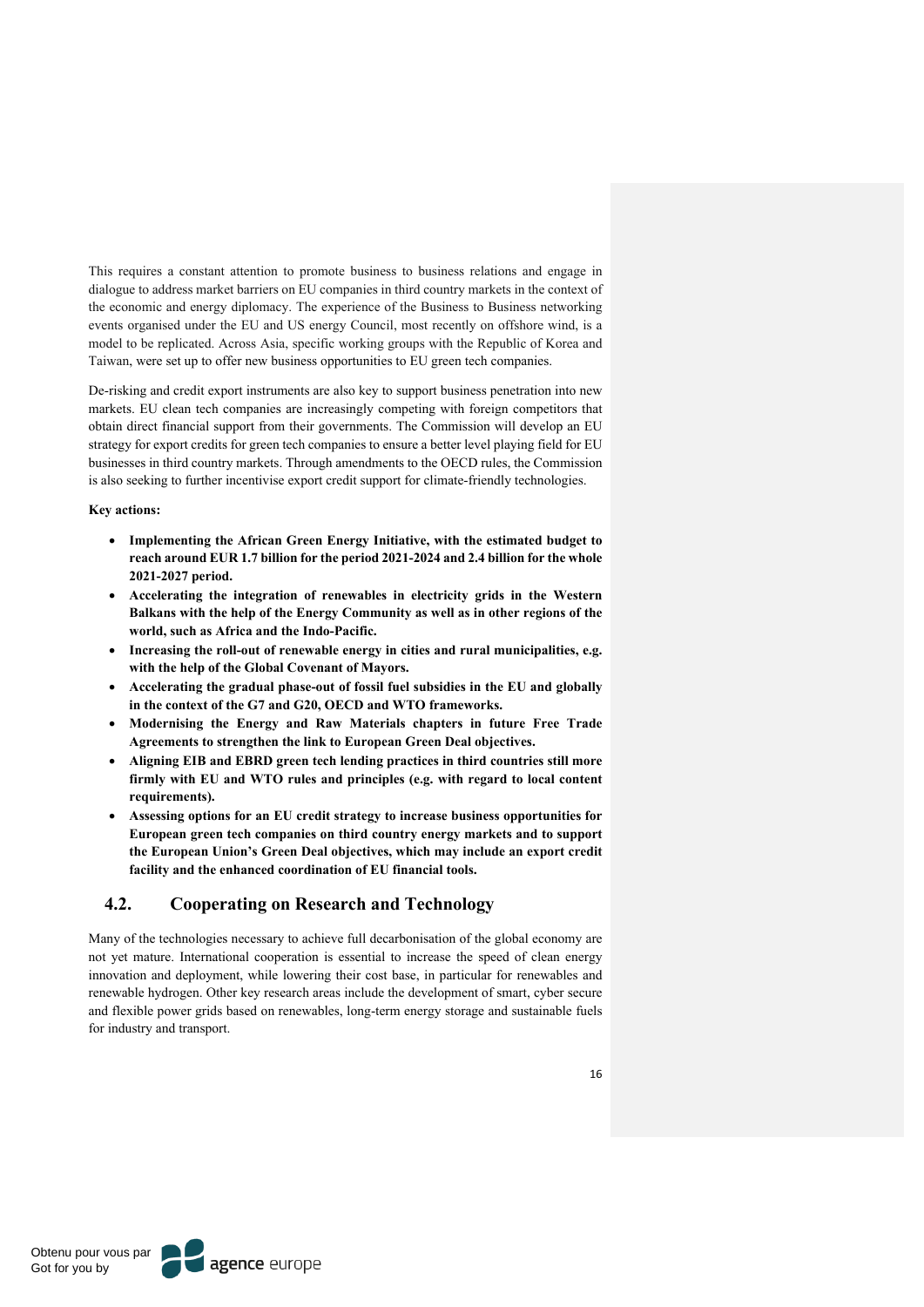This requires a constant attention to promote business to business relations and engage in dialogue to address market barriers on EU companies in third country markets in the context of the economic and energy diplomacy. The experience of the Business to Business networking events organised under the EU and US energy Council, most recently on offshore wind, is a model to be replicated. Across Asia, specific working groups with the Republic of Korea and Taiwan, were set up to offer new business opportunities to EU green tech companies.

De-risking and credit export instruments are also key to support business penetration into new markets. EU clean tech companies are increasingly competing with foreign competitors that obtain direct financial support from their governments. The Commission will develop an EU strategy for export credits for green tech companies to ensure a better level playing field for EU businesses in third country markets. Through amendments to the OECD rules, the Commission is also seeking to further incentivise export credit support for climate-friendly technologies.

**Key actions:**

- **Implementing the African Green Energy Initiative, with the estimated budget to reach around EUR 1.7 billion for the period 2021-2024 and 2.4 billion for the whole 2021-2027 period.**
- **Accelerating the integration of renewables in electricity grids in the Western Balkans with the help of the Energy Community as well as in other regions of the world, such as Africa and the Indo-Pacific.**
- **Increasing the roll-out of renewable energy in cities and rural municipalities, e.g. with the help of the Global Covenant of Mayors.**
- **Accelerating the gradual phase-out of fossil fuel subsidies in the EU and globally in the context of the G7 and G20, OECD and WTO frameworks.**
- **Modernising the Energy and Raw Materials chapters in future Free Trade Agreements to strengthen the link to European Green Deal objectives.**
- **Aligning EIB and EBRD green tech lending practices in third countries still more firmly with EU and WTO rules and principles (e.g. with regard to local content requirements).**
- **Assessing options for an EU credit strategy to increase business opportunities for European green tech companies on third country energy markets and to support the European Union's Green Deal objectives, which may include an export credit facility and the enhanced coordination of EU financial tools.**

## 4.2. Cooperating on Research and Technology

Many of the technologies necessary to achieve full decarbonisation of the global economy are not yet mature. International cooperation is essential to increase the speed of clean energy innovation and deployment, while lowering their cost base, in particular for renewables and renewable hydrogen. Other key research areas include the development of smart, cyber secure and flexible power grids based on renewables, long-term energy storage and sustainable fuels for industry and transport.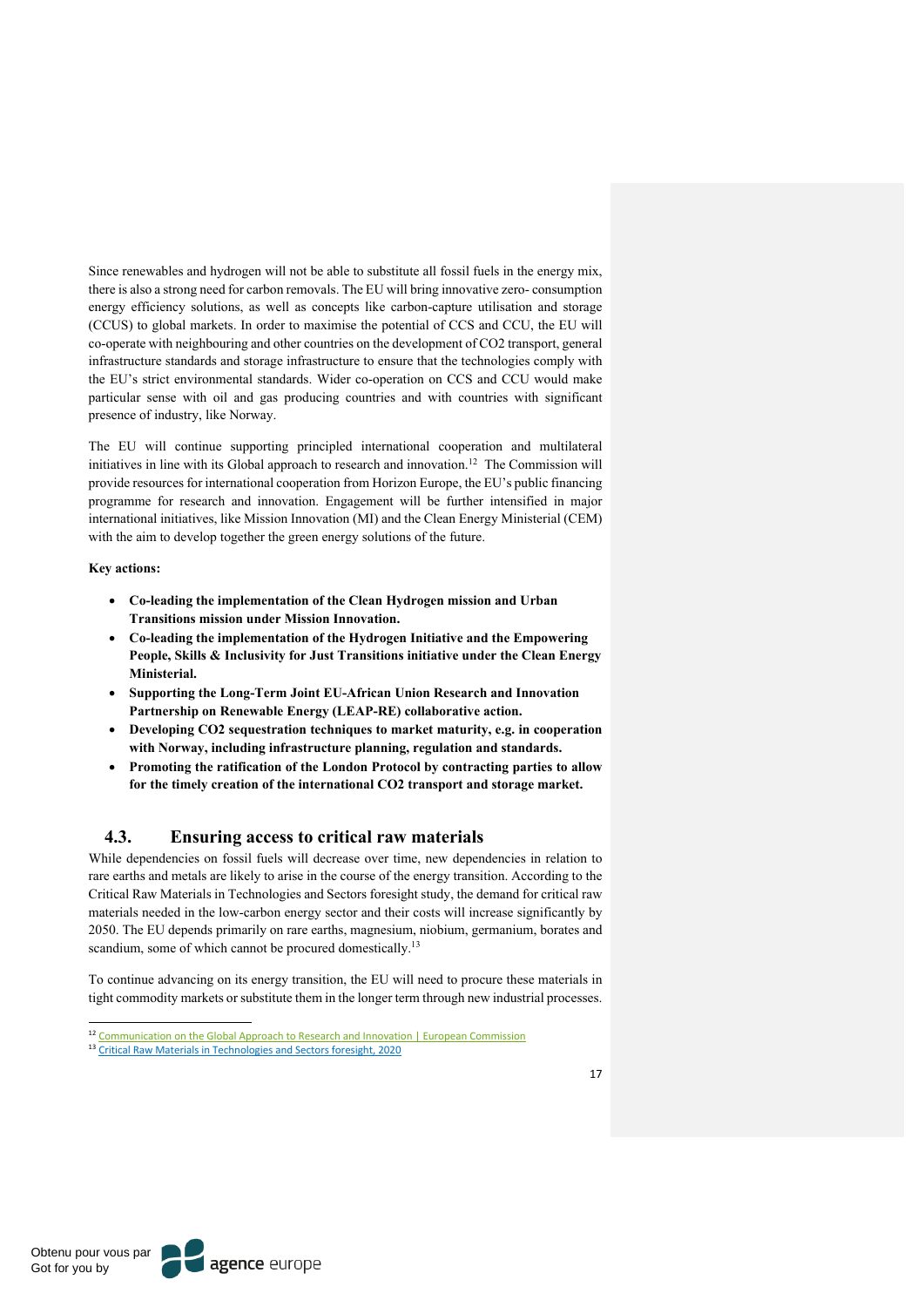Since renewables and hydrogen will not be able to substitute all fossil fuels in the energy mix, there is also a strong need for carbon removals. The EU will bring innovative zero- consumption energy efficiency solutions, as well as concepts like carbon-capture utilisation and storage (CCUS) to global markets. In order to maximise the potential of CCS and CCU, the EU will co-operate with neighbouring and other countries on the development of CO2 transport, general infrastructure standards and storage infrastructure to ensure that the technologies comply with the EU's strict environmental standards. Wider co-operation on CCS and CCU would make particular sense with oil and gas producing countries and with countries with significant presence of industry, like Norway.

The EU will continue supporting principled international cooperation and multilateral initiatives in line with its Global approach to research and innovation.[12] The Commission will provide resources for international cooperation from Horizon Europe, the EU's public financing programme for research and innovation. Engagement will be further intensified in major international initiatives, like Mission Innovation (MI) and the Clean Energy Ministerial (CEM) with the aim to develop together the green energy solutions of the future.

**Key actions:**

- **Co-leading the implementation of the Clean Hydrogen mission and Urban Transitions mission under Mission Innovation.**
- **Co-leading the implementation of the Hydrogen Initiative and the Empowering People, Skills & Inclusivity for Just Transitions initiative under the Clean Energy Ministerial.**
- **Supporting the Long-Term Joint EU-African Union Research and Innovation Partnership on Renewable Energy (LEAP-RE) collaborative action.**
- **Developing CO2 sequestration techniques to market maturity, e.g. in cooperation with Norway, including infrastructure planning, regulation and standards.**
- **Promoting the ratification of the London Protocol by contracting parties to allow for the timely creation of the international CO2 transport and storage market.**

## 4.3. Ensuring access to critical raw materials

While dependencies on fossil fuels will decrease over time, new dependencies in relation to rare earths and metals are likely to arise in the course of the energy transition. According to the Critical Raw Materials in Technologies and Sectors foresight study, the demand for critical raw materials needed in the low-carbon energy sector and their costs will increase significantly by 2050. The EU depends primarily on rare earths, magnesium, niobium, germanium, borates and scandium, some of which cannot be procured domestically.[13]

To continue advancing on its energy transition, the EU will need to procure these materials in tight commodity markets or substitute them in the longer term through new industrial processes.

[12] Communication on the Global Approach to Research and Innovation | European Commission

[13] Critical Raw Materials in Technologies and Sectors foresight, 2020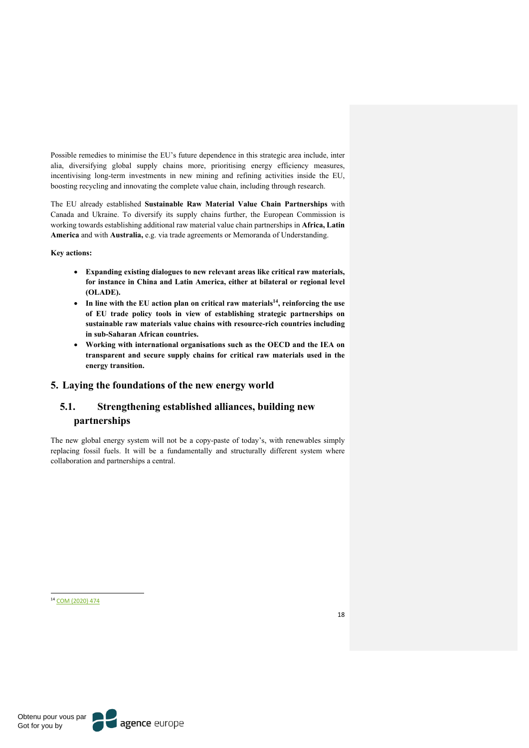Possible remedies to minimise the EU's future dependence in this strategic area include, inter alia, diversifying global supply chains more, prioritising energy efficiency measures, incentivising long-term investments in new mining and refining activities inside the EU, boosting recycling and innovating the complete value chain, including through research.

The EU already established **Sustainable Raw Material Value Chain Partnerships** with Canada and Ukraine. To diversify its supply chains further, the European Commission is working towards establishing additional raw material value chain partnerships in **Africa, Latin America** and with **Australia,** e.g. via trade agreements or Memoranda of Understanding.

**Key actions:**

- **Expanding existing dialogues to new relevant areas like critical raw materials, for instance in China and Latin America, either at bilateral or regional level (OLADE).**
- **In line with the EU action plan on critical raw materials[14], reinforcing the use of EU trade policy tools in view of establishing strategic partnerships on sustainable raw materials value chains with resource-rich countries including in sub-Saharan African countries.**
- **Working with international organisations such as the OECD and the IEA on transparent and secure supply chains for critical raw materials used in the energy transition.**

# 5. Laying the foundations of the new energy world

## 5.1. Strengthening established alliances, building new partnerships

The new global energy system will not be a copy-paste of today's, with renewables simply replacing fossil fuels. It will be a fundamentally and structurally different system where collaboration and partnerships a central.

[14] COM (2020) 474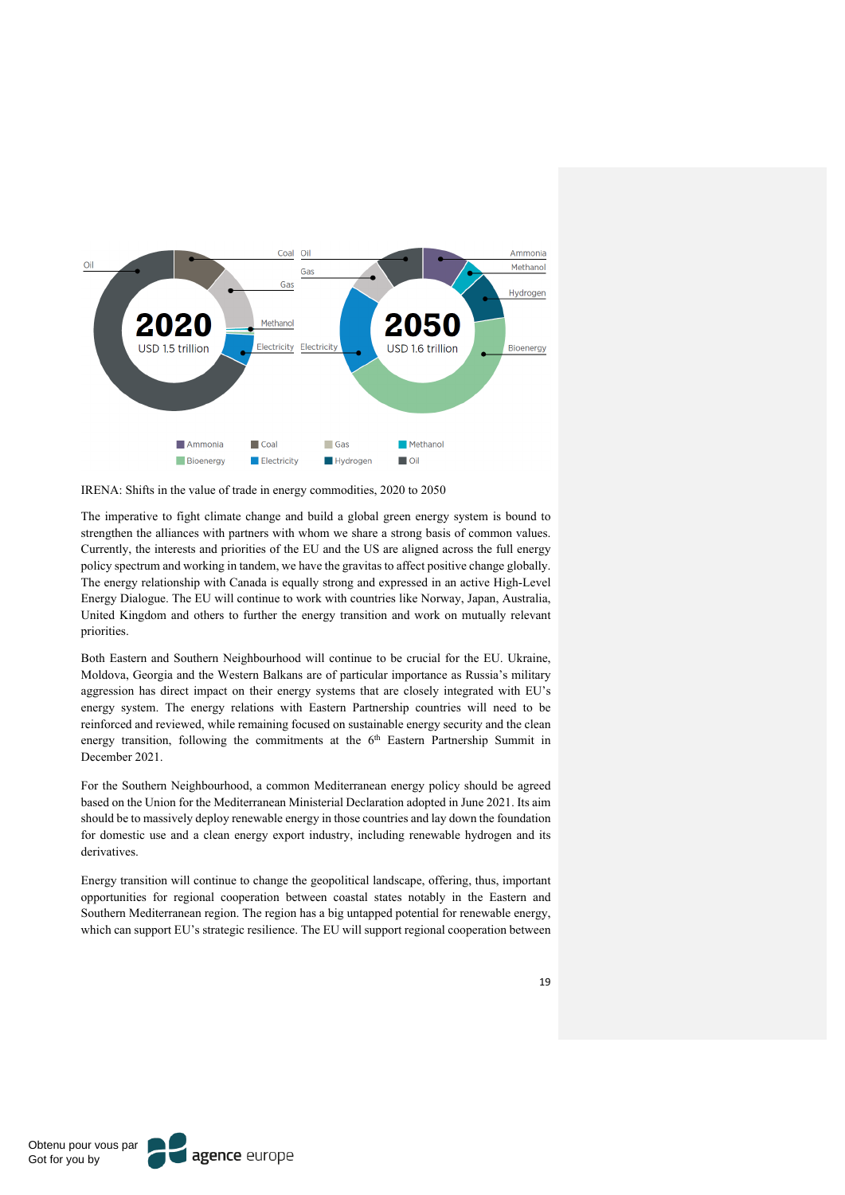IRENA: Shifts in the value of trade in energy commodities, 2020 to 2050

The imperative to fight climate change and build a global green energy system is bound to strengthen the alliances with partners with whom we share a strong basis of common values. Currently, the interests and priorities of the EU and the US are aligned across the full energy policy spectrum and working in tandem, we have the gravitas to affect positive change globally. The energy relationship with Canada is equally strong and expressed in an active High-Level Energy Dialogue. The EU will continue to work with countries like Norway, Japan, Australia, United Kingdom and others to further the energy transition and work on mutually relevant priorities.

Both Eastern and Southern Neighbourhood will continue to be crucial for the EU. Ukraine, Moldova, Georgia and the Western Balkans are of particular importance as Russia's military aggression has direct impact on their energy systems that are closely integrated with EU's energy system. The energy relations with Eastern Partnership countries will need to be reinforced and reviewed, while remaining focused on sustainable energy security and the clean energy transition, following the commitments at the 6th Eastern Partnership Summit in December 2021.

For the Southern Neighbourhood, a common Mediterranean energy policy should be agreed based on the Union for the Mediterranean Ministerial Declaration adopted in June 2021. Its aim should be to massively deploy renewable energy in those countries and lay down the foundation for domestic use and a clean energy export industry, including renewable hydrogen and its derivatives.

Energy transition will continue to change the geopolitical landscape, offering, thus, important opportunities for regional cooperation between coastal states notably in the Eastern and Southern Mediterranean region. The region has a big untapped potential for renewable energy, which can support EU's strategic resilience. The EU will support regional cooperation between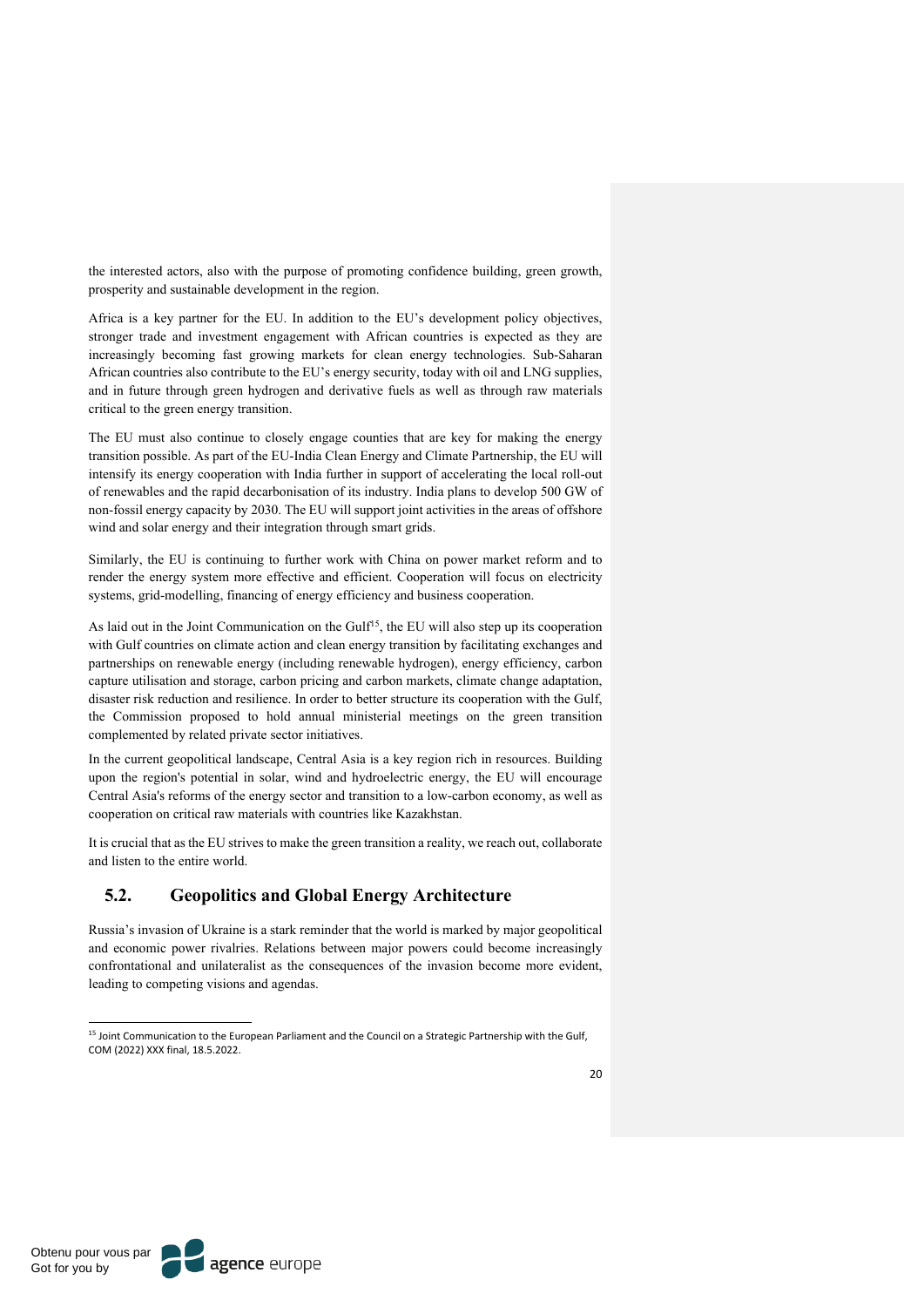the interested actors, also with the purpose of promoting confidence building, green growth, prosperity and sustainable development in the region.

Africa is a key partner for the EU. In addition to the EU's development policy objectives, stronger trade and investment engagement with African countries is expected as they are increasingly becoming fast growing markets for clean energy technologies. Sub-Saharan African countries also contribute to the EU's energy security, today with oil and LNG supplies, and in future through green hydrogen and derivative fuels as well as through raw materials critical to the green energy transition.

The EU must also continue to closely engage counties that are key for making the energy transition possible. As part of the EU-India Clean Energy and Climate Partnership, the EU will intensify its energy cooperation with India further in support of accelerating the local roll-out of renewables and the rapid decarbonisation of its industry. India plans to develop 500 GW of non-fossil energy capacity by 2030. The EU will support joint activities in the areas of offshore wind and solar energy and their integration through smart grids.

Similarly, the EU is continuing to further work with China on power market reform and to render the energy system more effective and efficient. Cooperation will focus on electricity systems, grid-modelling, financing of energy efficiency and business cooperation.

As laid out in the Joint Communication on the Gulf[15], the EU will also step up its cooperation with Gulf countries on climate action and clean energy transition by facilitating exchanges and partnerships on renewable energy (including renewable hydrogen), energy efficiency, carbon capture utilisation and storage, carbon pricing and carbon markets, climate change adaptation, disaster risk reduction and resilience. In order to better structure its cooperation with the Gulf, the Commission proposed to hold annual ministerial meetings on the green transition complemented by related private sector initiatives.

In the current geopolitical landscape, Central Asia is a key region rich in resources. Building upon the region's potential in solar, wind and hydroelectric energy, the EU will encourage Central Asia's reforms of the energy sector and transition to a low-carbon economy, as well as cooperation on critical raw materials with countries like Kazakhstan.

It is crucial that as the EU strives to make the green transition a reality, we reach out, collaborate and listen to the entire world.

## 5.2. Geopolitics and Global Energy Architecture

Russia's invasion of Ukraine is a stark reminder that the world is marked by major geopolitical and economic power rivalries. Relations between major powers could become increasingly confrontational and unilateralist as the consequences of the invasion become more evident, leading to competing visions and agendas.

[15] Joint Communication to the European Parliament and the Council on a Strategic Partnership with the Gulf, COM (2022) XXX final, 18.5.2022.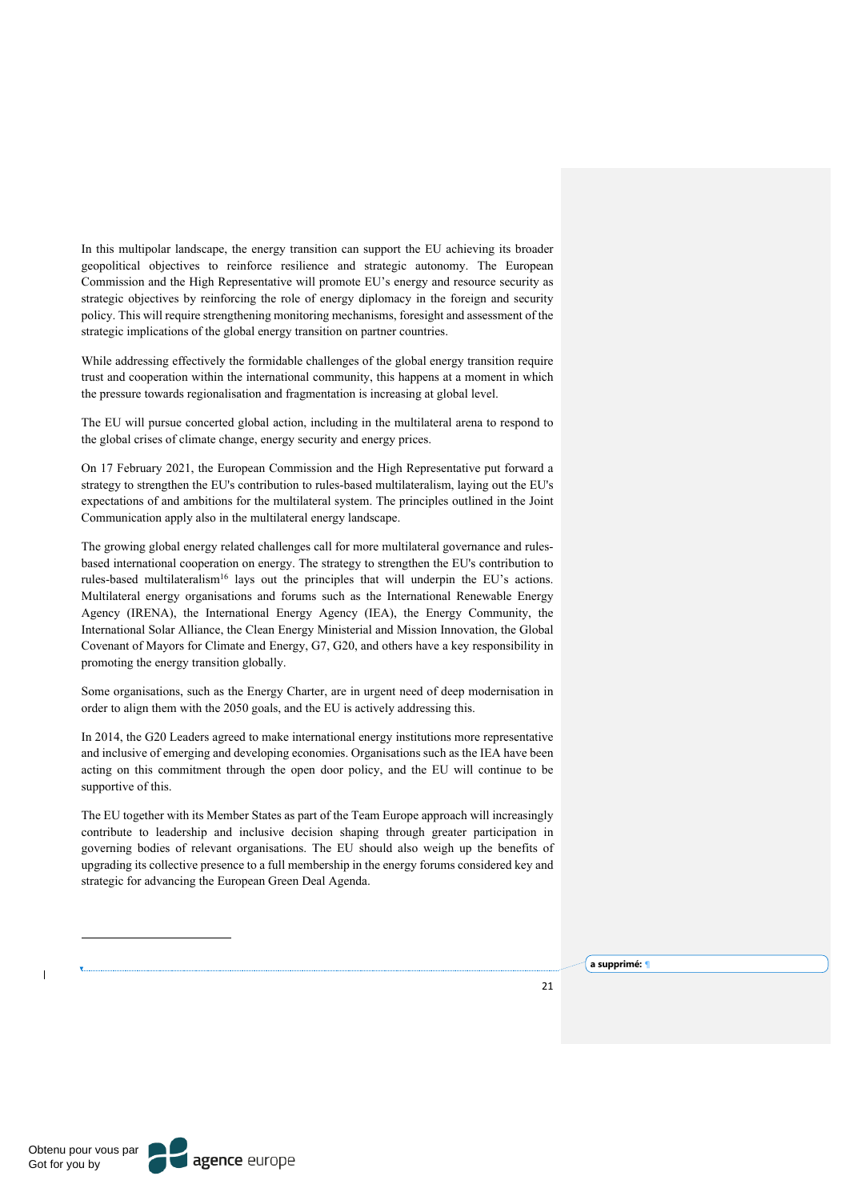In this multipolar landscape, the energy transition can support the EU achieving its broader geopolitical objectives to reinforce resilience and strategic autonomy. The European Commission and the High Representative will promote EU's energy and resource security as strategic objectives by reinforcing the role of energy diplomacy in the foreign and security policy. This will require strengthening monitoring mechanisms, foresight and assessment of the strategic implications of the global energy transition on partner countries.

While addressing effectively the formidable challenges of the global energy transition require trust and cooperation within the international community, this happens at a moment in which the pressure towards regionalisation and fragmentation is increasing at global level.

The EU will pursue concerted global action, including in the multilateral arena to respond to the global crises of climate change, energy security and energy prices.

On 17 February 2021, the European Commission and the High Representative put forward a strategy to strengthen the EU's contribution to rules-based multilateralism, laying out the EU's expectations of and ambitions for the multilateral system. The principles outlined in the Joint Communication apply also in the multilateral energy landscape.

The growing global energy related challenges call for more multilateral governance and rules-based international cooperation on energy. The strategy to strengthen the EU's contribution to rules-based multilateralism[16] lays out the principles that will underpin the EU's actions. Multilateral energy organisations and forums such as the International Renewable Energy Agency (IRENA), the International Energy Agency (IEA), the Energy Community, the International Solar Alliance, the Clean Energy Ministerial and Mission Innovation, the Global Covenant of Mayors for Climate and Energy, G7, G20, and others have a key responsibility in promoting the energy transition globally.

Some organisations, such as the Energy Charter, are in urgent need of deep modernisation in order to align them with the 2050 goals, and the EU is actively addressing this.

In 2014, the G20 Leaders agreed to make international energy institutions more representative and inclusive of emerging and developing economies. Organisations such as the IEA have been acting on this commitment through the open door policy, and the EU will continue to be supportive of this.

The EU together with its Member States as part of the Team Europe approach will increasingly contribute to leadership and inclusive decision shaping through greater participation in governing bodies of relevant organisations. The EU should also weigh up the benefits of upgrading its collective presence to a full membership in the energy forums considered key and strategic for advancing the European Green Deal Agenda.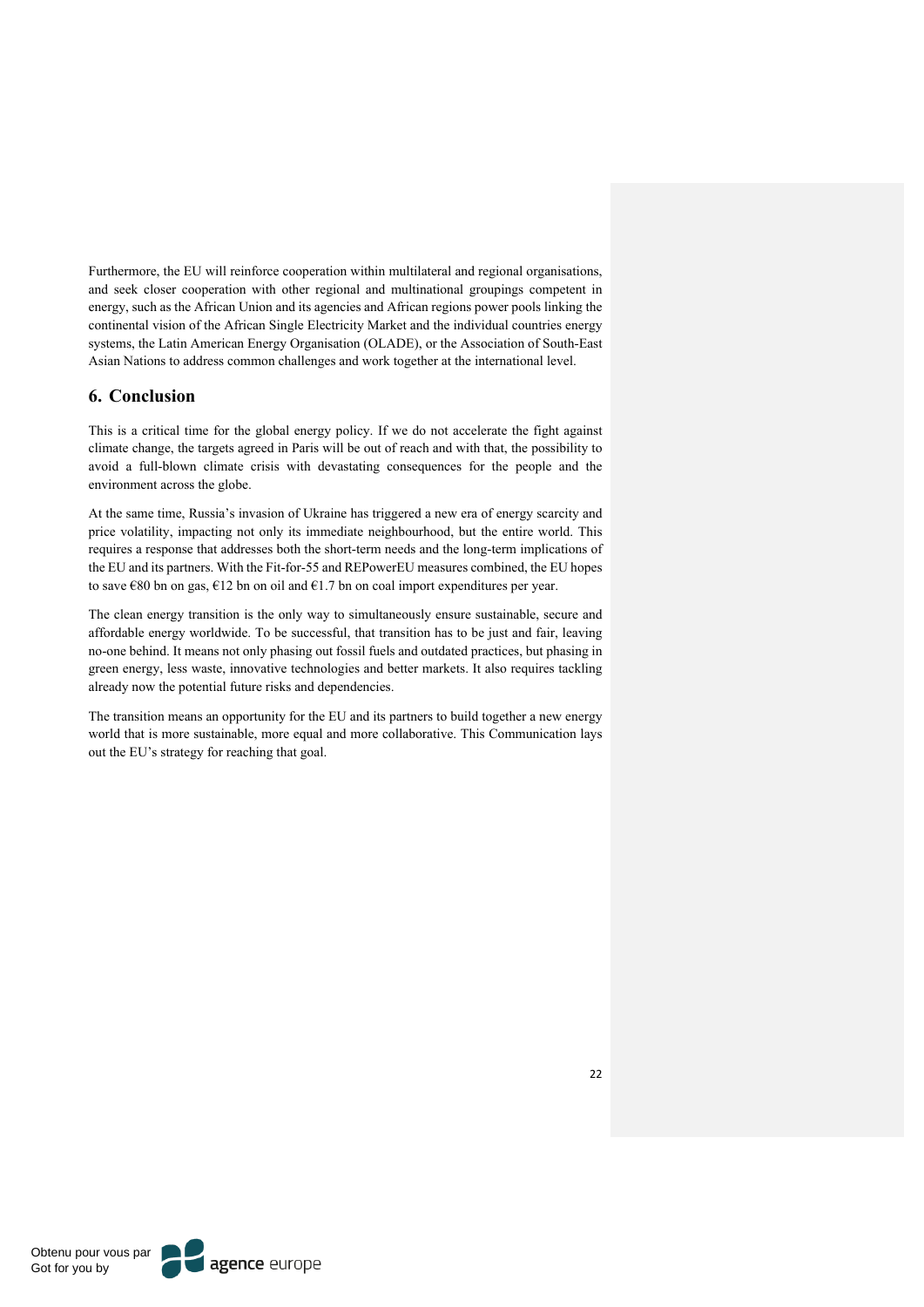Furthermore, the EU will reinforce cooperation within multilateral and regional organisations, and seek closer cooperation with other regional and multinational groupings competent in energy, such as the African Union and its agencies and African regions power pools linking the continental vision of the African Single Electricity Market and the individual countries energy systems, the Latin American Energy Organisation (OLADE), or the Association of South-East Asian Nations to address common challenges and work together at the international level.

## 6. Conclusion

This is a critical time for the global energy policy. If we do not accelerate the fight against climate change, the targets agreed in Paris will be out of reach and with that, the possibility to avoid a full-blown climate crisis with devastating consequences for the people and the environment across the globe.

At the same time, Russia's invasion of Ukraine has triggered a new era of energy scarcity and price volatility, impacting not only its immediate neighbourhood, but the entire world. This requires a response that addresses both the short-term needs and the long-term implications of the EU and its partners. With the Fit-for-55 and REPowerEU measures combined, the EU hopes to save €80 bn on gas, €12 bn on oil and €1.7 bn on coal import expenditures per year.

The clean energy transition is the only way to simultaneously ensure sustainable, secure and affordable energy worldwide. To be successful, that transition has to be just and fair, leaving no-one behind. It means not only phasing out fossil fuels and outdated practices, but phasing in green energy, less waste, innovative technologies and better markets. It also requires tackling already now the potential future risks and dependencies.

The transition means an opportunity for the EU and its partners to build together a new energy world that is more sustainable, more equal and more collaborative. This Communication lays out the EU's strategy for reaching that goal.